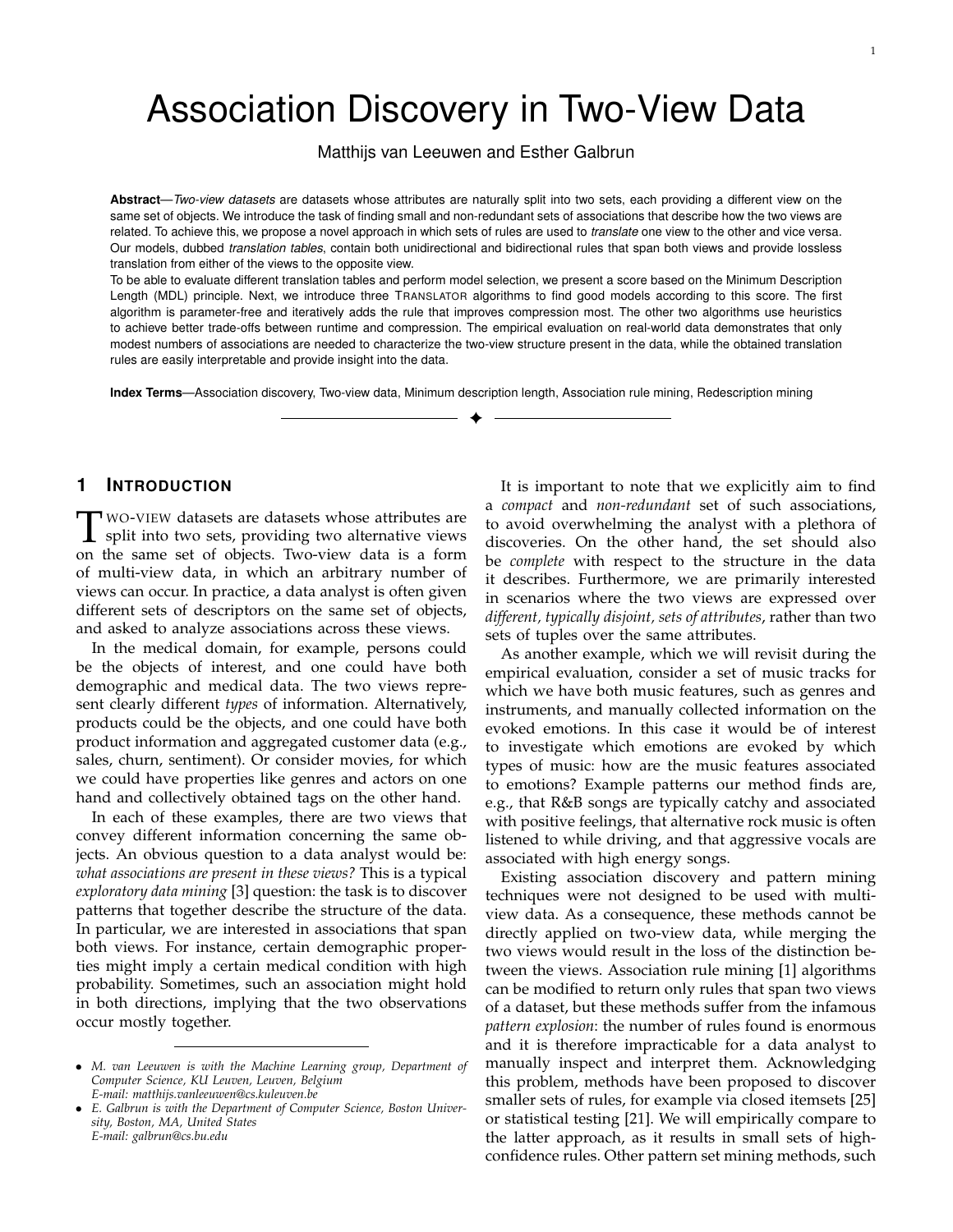# Association Discovery in Two-View Data

Matthijs van Leeuwen and Esther Galbrun

**Abstract**—*Two-view datasets* are datasets whose attributes are naturally split into two sets, each providing a different view on the same set of objects. We introduce the task of finding small and non-redundant sets of associations that describe how the two views are related. To achieve this, we propose a novel approach in which sets of rules are used to *translate* one view to the other and vice versa. Our models, dubbed *translation tables*, contain both unidirectional and bidirectional rules that span both views and provide lossless translation from either of the views to the opposite view.

To be able to evaluate different translation tables and perform model selection, we present a score based on the Minimum Description Length (MDL) principle. Next, we introduce three TRANSLATOR algorithms to find good models according to this score. The first algorithm is parameter-free and iteratively adds the rule that improves compression most. The other two algorithms use heuristics to achieve better trade-offs between runtime and compression. The empirical evaluation on real-world data demonstrates that only modest numbers of associations are needed to characterize the two-view structure present in the data, while the obtained translation rules are easily interpretable and provide insight into the data.

**Index Terms**—Association discovery, Two-view data, Minimum description length, Association rule mining, Redescription mining

## 1 Introduction

Two-view datasets are datasets whose attributes are split into two sets, providing two alternative views on the same set of objects. Two-view data is a form of multi-view data, in which an arbitrary number of views can occur. In practice, a data analyst is often given different sets of descriptors on the same set of objects, and asked to analyze associations across these views.

In the medical domain, for example, persons could be the objects of interest, and one could have both demographic and medical data. The two views represent clearly different *types* of information. Alternatively, products could be the objects, and one could have both product information and aggregated customer data (e.g., sales, churn, sentiment). Or consider movies, for which we could have properties like genres and actors on one hand and collectively obtained tags on the other hand.

In each of these examples, there are two views that convey different information concerning the same objects. An obvious question to a data analyst would be: *what associations are present in these views?* This is a typical *exploratory data mining* [3] question: the task is to discover patterns that together describe the structure of the data. In particular, we are interested in associations that span both views. For instance, certain demographic properties might imply a certain medical condition with high probability. Sometimes, such an association might hold in both directions, implying that the two observations occur mostly together.

It is important to note that we explicitly aim to find a *compact* and *non-redundant* set of such associations, to avoid overwhelming the analyst with a plethora of discoveries. On the other hand, the set should also be *complete* with respect to the structure in the data it describes. Furthermore, we are primarily interested in scenarios where the two views are expressed over *different, typically disjoint, sets of attributes*, rather than two sets of tuples over the same attributes.

As another example, which we will revisit during the empirical evaluation, consider a set of music tracks for which we have both music features, such as genres and instruments, and manually collected information on the evoked emotions. In this case it would be of interest to investigate which emotions are evoked by which types of music: how are the music features associated to emotions? Example patterns our method finds are, e.g., that R&B songs are typically catchy and associated with positive feelings, that alternative rock music is often listened to while driving, and that aggressive vocals are associated with high energy songs.

Existing association discovery and pattern mining techniques were not designed to be used with multi-view data. As a consequence, these methods cannot be directly applied on two-view data, while merging the two views would result in the loss of the distinction between the views. Association rule mining [1] algorithms can be modified to return only rules that span two views of a dataset, but these methods suffer from the infamous *pattern explosion*: the number of rules found is enormous and it is therefore impracticable for a data analyst to manually inspect and interpret them. Acknowledging this problem, methods have been proposed to discover smaller sets of rules, for example via closed itemsets [25] or statistical testing [21]. We will empirically compare to the latter approach, as it results in small sets of high-confidence rules. Other pattern set mining methods, such

- *M. van Leeuwen is with the Machine Learning group, Department of Computer Science, KU Leuven, Leuven, Belgium*
  *E-mail: matthijs.vanleeuwen@cs.kuleuven.be*
- *E. Galbrun is with the Department of Computer Science, Boston University, Boston, MA, United States*
  *E-mail: galbrun@cs.bu.edu*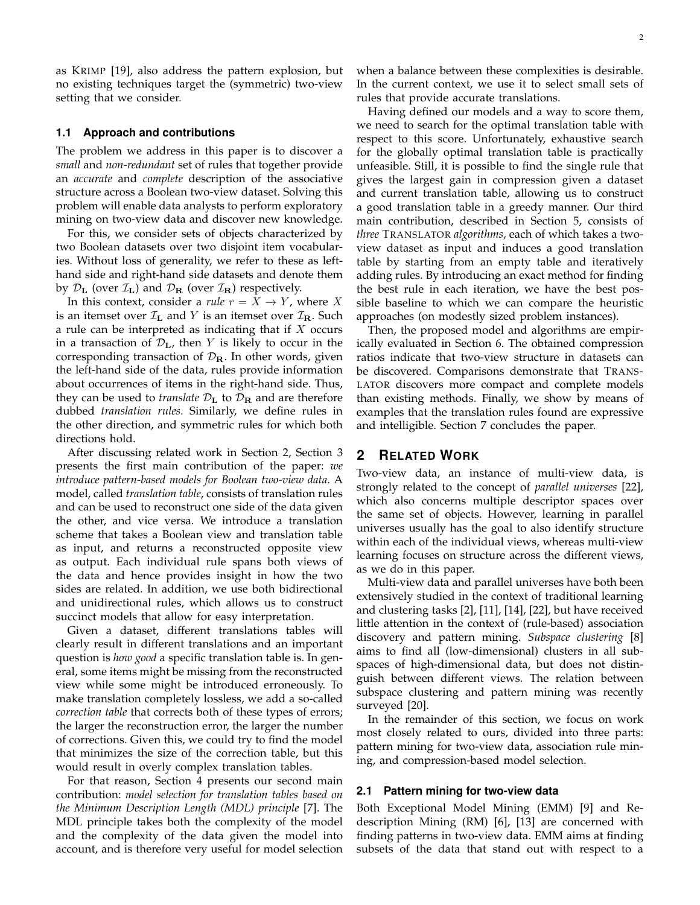as KRIMP [19], also address the pattern explosion, but no existing techniques target the (symmetric) two-view setting that we consider.

### 1.1 Approach and contributions

The problem we address in this paper is to discover a *small* and *non-redundant* set of rules that together provide an *accurate* and *complete* description of the associative structure across a Boolean two-view dataset. Solving this problem will enable data analysts to perform exploratory mining on two-view data and discover new knowledge.

For this, we consider sets of objects characterized by two Boolean datasets over two disjoint item vocabularies. Without loss of generality, we refer to these as left-hand side and right-hand side datasets and denote them by $\mathcal{D}_\mathbf{L}$ (over $\mathcal{I}_\mathbf{L}$) and $\mathcal{D}_\mathbf{R}$ (over $\mathcal{I}_\mathbf{R}$) respectively.

In this context, consider a *rule* $r = X \to Y$, where $X$ is an itemset over $\mathcal{I}_\mathbf{L}$ and $Y$ is an itemset over $\mathcal{I}_\mathbf{R}$. Such a rule can be interpreted as indicating that if $X$ occurs in a transaction of $\mathcal{D}_\mathbf{L}$, then $Y$ is likely to occur in the corresponding transaction of $\mathcal{D}_\mathbf{R}$. In other words, given the left-hand side of the data, rules provide information about occurrences of items in the right-hand side. Thus, they can be used to *translate* $\mathcal{D}_\mathbf{L}$ to $\mathcal{D}_\mathbf{R}$ and are therefore dubbed *translation rules*. Similarly, we define rules in the other direction, and symmetric rules for which both directions hold.

After discussing related work in Section 2, Section 3 presents the first main contribution of the paper: *we introduce pattern-based models for Boolean two-view data*. A model, called *translation table*, consists of translation rules and can be used to reconstruct one side of the data given the other, and vice versa. We introduce a translation scheme that takes a Boolean view and translation table as input, and returns a reconstructed opposite view as output. Each individual rule spans both views of the data and hence provides insight in how the two sides are related. In addition, we use both bidirectional and unidirectional rules, which allows us to construct succinct models that allow for easy interpretation.

Given a dataset, different translations tables will clearly result in different translations and an important question is *how good* a specific translation table is. In general, some items might be missing from the reconstructed view while some might be introduced erroneously. To make translation completely lossless, we add a so-called *correction table* that corrects both of these types of errors; the larger the reconstruction error, the larger the number of corrections. Given this, we could try to find the model that minimizes the size of the correction table, but this would result in overly complex translation tables.

For that reason, Section 4 presents our second main contribution: *model selection for translation tables based on the Minimum Description Length (MDL) principle* [7]. The MDL principle takes both the complexity of the model and the complexity of the data given the model into account, and is therefore very useful for model selection when a balance between these complexities is desirable. In the current context, we use it to select small sets of rules that provide accurate translations.

Having defined our models and a way to score them, we need to search for the optimal translation table with respect to this score. Unfortunately, exhaustive search for the globally optimal translation table is practically unfeasible. Still, it is possible to find the single rule that gives the largest gain in compression given a dataset and current translation table, allowing us to construct a good translation table in a greedy manner. Our third main contribution, described in Section 5, consists of *three* TRANSLATOR *algorithms*, each of which takes a two-view dataset as input and induces a good translation table by starting from an empty table and iteratively adding rules. By introducing an exact method for finding the best rule in each iteration, we have the best possible baseline to which we can compare the heuristic approaches (on modestly sized problem instances).

Then, the proposed model and algorithms are empirically evaluated in Section 6. The obtained compression ratios indicate that two-view structure in datasets can be discovered. Comparisons demonstrate that TRANSLATOR discovers more compact and complete models than existing methods. Finally, we show by means of examples that the translation rules found are expressive and intelligible. Section 7 concludes the paper.

## 2 Related Work

Two-view data, an instance of multi-view data, is strongly related to the concept of *parallel universes* [22], which also concerns multiple descriptor spaces over the same set of objects. However, learning in parallel universes usually has the goal to also identify structure within each of the individual views, whereas multi-view learning focuses on structure across the different views, as we do in this paper.

Multi-view data and parallel universes have both been extensively studied in the context of traditional learning and clustering tasks [2], [11], [14], [22], but have received little attention in the context of (rule-based) association discovery and pattern mining. *Subspace clustering* [8] aims to find all (low-dimensional) clusters in all subspaces of high-dimensional data, but does not distinguish between different views. The relation between subspace clustering and pattern mining was recently surveyed [20].

In the remainder of this section, we focus on work most closely related to ours, divided into three parts: pattern mining for two-view data, association rule mining, and compression-based model selection.

### 2.1 Pattern mining for two-view data

Both Exceptional Model Mining (EMM) [9] and Redescription Mining (RM) [6], [13] are concerned with finding patterns in two-view data. EMM aims at finding subsets of the data that stand out with respect to a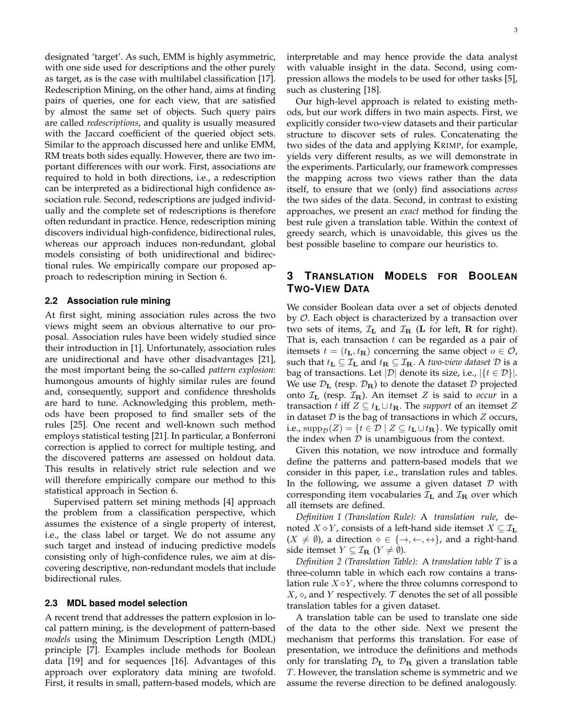designated 'target'. As such, EMM is highly asymmetric, with one side used for descriptions and the other purely as target, as is the case with multilabel classification [17]. Redescription Mining, on the other hand, aims at finding pairs of queries, one for each view, that are satisfied by almost the same set of objects. Such query pairs are called *redescriptions*, and quality is usually measured with the Jaccard coefficient of the queried object sets. Similar to the approach discussed here and unlike EMM, RM treats both sides equally. However, there are two important differences with our work. First, associations are required to hold in both directions, i.e., a redescription can be interpreted as a bidirectional high confidence association rule. Second, redescriptions are judged individually and the complete set of redescriptions is therefore often redundant in practice. Hence, redescription mining discovers individual high-confidence, bidirectional rules, whereas our approach induces non-redundant, global models consisting of both unidirectional and bidirectional rules. We empirically compare our proposed approach to redescription mining in Section 6.

### 2.2 Association rule mining

At first sight, mining association rules across the two views might seem an obvious alternative to our proposal. Association rules have been widely studied since their introduction in [1]. Unfortunately, association rules are unidirectional and have other disadvantages [21], the most important being the so-called *pattern explosion*: humongous amounts of highly similar rules are found and, consequently, support and confidence thresholds are hard to tune. Acknowledging this problem, methods have been proposed to find smaller sets of the rules [25]. One recent and well-known such method employs statistical testing [21]. In particular, a Bonferroni correction is applied to correct for multiple testing, and the discovered patterns are assessed on holdout data. This results in relatively strict rule selection and we will therefore empirically compare our method to this statistical approach in Section 6.

Supervised pattern set mining methods [4] approach the problem from a classification perspective, which assumes the existence of a single property of interest, i.e., the class label or target. We do not assume any such target and instead of inducing predictive models consisting only of high-confidence rules, we aim at discovering descriptive, non-redundant models that include bidirectional rules.

### 2.3 MDL based model selection

A recent trend that addresses the pattern explosion in local pattern mining, is the development of pattern-based *models* using the Minimum Description Length (MDL) principle [7]. Examples include methods for Boolean data [19] and for sequences [16]. Advantages of this approach over exploratory data mining are twofold. First, it results in small, pattern-based models, which are interpretable and may hence provide the data analyst with valuable insight in the data. Second, using compression allows the models to be used for other tasks [5], such as clustering [18].

Our high-level approach is related to existing methods, but our work differs in two main aspects. First, we explicitly consider two-view datasets and their particular structure to discover sets of rules. Concatenating the two sides of the data and applying KRIMP, for example, yields very different results, as we will demonstrate in the experiments. Particularly, our framework compresses the mapping across two views rather than the data itself, to ensure that we (only) find associations *across* the two sides of the data. Second, in contrast to existing approaches, we present an *exact* method for finding the best rule given a translation table. Within the context of greedy search, which is unavoidable, this gives us the best possible baseline to compare our heuristics to.

## 3 Translation Models for Boolean Two-View Data

We consider Boolean data over a set of objects denoted by $\mathcal{O}$. Each object is characterized by a transaction over two sets of items, $\mathcal{I}_\mathbf{L}$ and $\mathcal{I}_\mathbf{R}$ ($\mathbf{L}$ for left, $\mathbf{R}$ for right). That is, each transaction $t$ can be regarded as a pair of itemsets $t = (t_\mathbf{L}, t_\mathbf{R})$ concerning the same object $o \in \mathcal{O}$, such that $t_\mathbf{L} \subseteq \mathcal{I}_\mathbf{L}$ and $t_\mathbf{R} \subseteq \mathcal{I}_\mathbf{R}$. A *two-view dataset* $\mathcal{D}$ is a bag of transactions. Let $|\mathcal{D}|$ denote its size, i.e., $|\{t \in \mathcal{D}\}|$. We use $\mathcal{D}_\mathbf{L}$ (resp. $\mathcal{D}_\mathbf{R}$) to denote the dataset $\mathcal{D}$ projected onto $\mathcal{I}_\mathbf{L}$ (resp. $\mathcal{I}_\mathbf{R}$). An itemset $Z$ is said to *occur* in a transaction $t$ iff $Z \subseteq t_\mathbf{L} \cup t_\mathbf{R}$. The *support* of an itemset $Z$ in dataset $\mathcal{D}$ is the bag of transactions in which $Z$ occurs, i.e., $\mathrm{supp}_\mathcal{D}(Z) = \{t \in \mathcal{D} \mid Z \subseteq t_\mathbf{L} \cup t_\mathbf{R}\}$. We typically omit the index when $\mathcal{D}$ is unambiguous from the context.

Given this notation, we now introduce and formally define the patterns and pattern-based models that we consider in this paper, i.e., translation rules and tables. In the following, we assume a given dataset $\mathcal{D}$ with corresponding item vocabularies $\mathcal{I}_\mathbf{L}$ and $\mathcal{I}_\mathbf{R}$ over which all itemsets are defined.

*Definition 1 (Translation Rule):* A *translation rule*, denoted $X \diamond Y$, consists of a left-hand side itemset $X \subseteq \mathcal{I}_\mathbf{L}$ ($X \neq \emptyset$), a direction $\diamond \in \{\rightarrow, \leftarrow, \leftrightarrow\}$, and a right-hand side itemset $Y \subseteq \mathcal{I}_\mathbf{R}$ ($Y \neq \emptyset$).

*Definition 2 (Translation Table):* A *translation table* $T$ is a three-column table in which each row contains a translation rule $X \diamond Y$, where the three columns correspond to $X$, $\diamond$, and $Y$ respectively. $\mathcal{T}$ denotes the set of all possible translation tables for a given dataset.

A translation table can be used to translate one side of the data to the other side. Next we present the mechanism that performs this translation. For ease of presentation, we introduce the definitions and methods only for translating $\mathcal{D}_\mathbf{L}$ to $\mathcal{D}_\mathbf{R}$ given a translation table $T$. However, the translation scheme is symmetric and we assume the reverse direction to be defined analogously.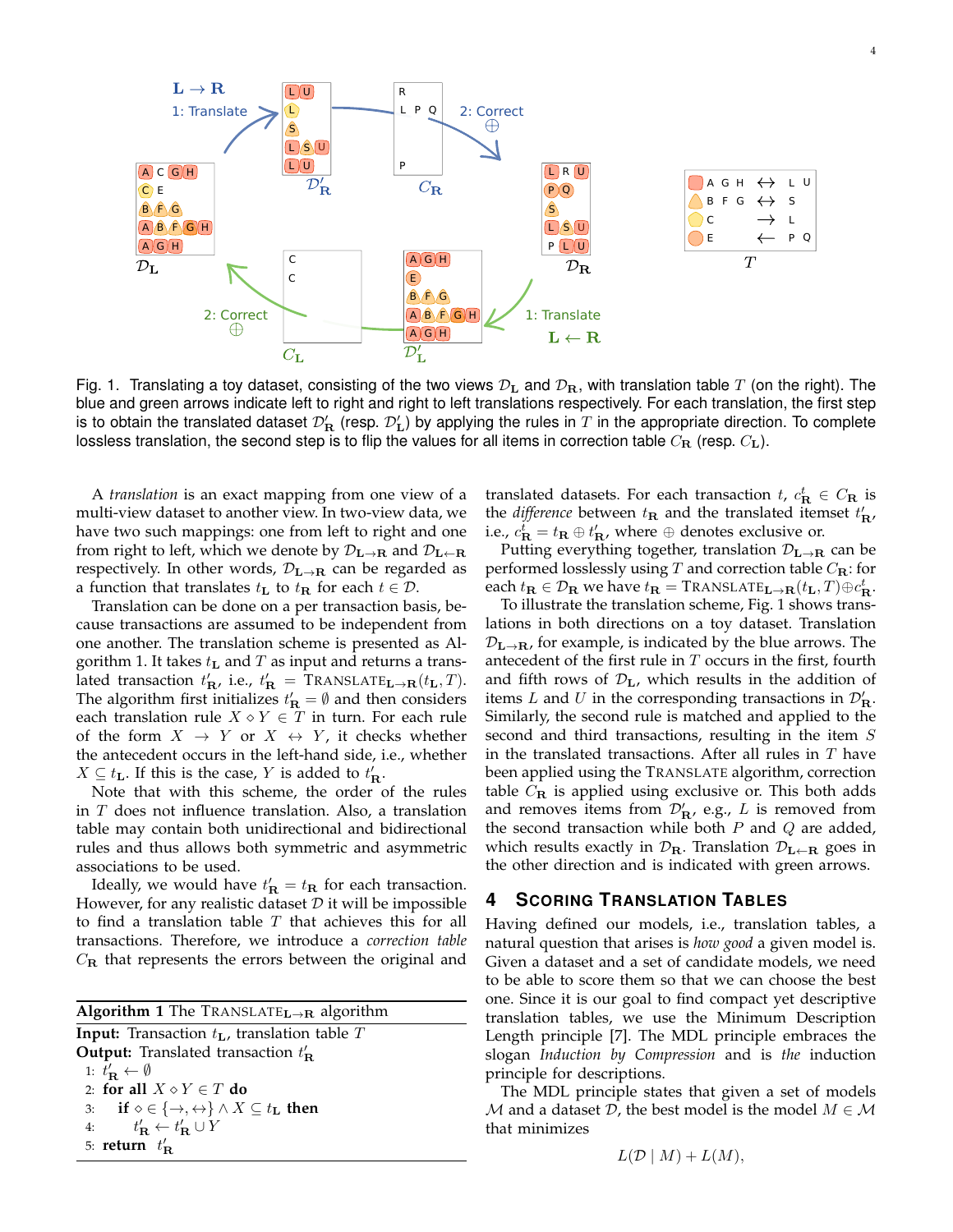Fig. 1. Translating a toy dataset, consisting of the two views $\mathcal{D}_{\mathbf{L}}$ and $\mathcal{D}_{\mathbf{R}}$, with translation table $T$ (on the right). The blue and green arrows indicate left to right and right to left translations respectively. For each translation, the first step is to obtain the translated dataset $\mathcal{D}'_{\mathbf{R}}$ (resp. $\mathcal{D}'_{\mathbf{L}}$) by applying the rules in $T$ in the appropriate direction. To complete lossless translation, the second step is to flip the values for all items in correction table $C_{\mathbf{R}}$ (resp. $C_{\mathbf{L}}$).

A *translation* is an exact mapping from one view of a multi-view dataset to another view. In two-view data, we have two such mappings: one from left to right and one from right to left, which we denote by $\mathcal{D}_{\mathbf{L}\to\mathbf{R}}$ and $\mathcal{D}_{\mathbf{L}\leftarrow\mathbf{R}}$ respectively. In other words, $\mathcal{D}_{\mathbf{L}\to\mathbf{R}}$ can be regarded as a function that translates $t_{\mathbf{L}}$ to $t_{\mathbf{R}}$ for each $t \in \mathcal{D}$.

Translation can be done on a per transaction basis, because transactions are assumed to be independent from one another. The translation scheme is presented as Algorithm 1. It takes $t_{\mathbf{L}}$ and $T$ as input and returns a translated transaction $t'_{\mathbf{R}}$, i.e., $t'_{\mathbf{R}} = \textsc{Translate}_{\mathbf{L}\to\mathbf{R}}(t_{\mathbf{L}}, T)$. The algorithm first initializes $t'_{\mathbf{R}} = \emptyset$ and then considers each translation rule $X \diamond Y \in T$ in turn. For each rule of the form $X \rightarrow Y$ or $X \leftrightarrow Y$, it checks whether the antecedent occurs in the left-hand side, i.e., whether $X \subseteq t_{\mathbf{L}}$. If this is the case, $Y$ is added to $t'_{\mathbf{R}}$.

Note that with this scheme, the order of the rules in $T$ does not influence translation. Also, a translation table may contain both unidirectional and bidirectional rules and thus allows both symmetric and asymmetric associations to be used.

Ideally, we would have $t'_{\mathbf{R}} = t_{\mathbf{R}}$ for each transaction. However, for any realistic dataset $\mathcal{D}$ it will be impossible to find a translation table $T$ that achieves this for all transactions. Therefore, we introduce a *correction table* $C_{\mathbf{R}}$ that represents the errors between the original and translated datasets. For each transaction $t$, $c^t_{\mathbf{R}} \in C_{\mathbf{R}}$ is the *difference* between $t_{\mathbf{R}}$ and the translated itemset $t'_{\mathbf{R}}$, i.e., $c^t_{\mathbf{R}} = t_{\mathbf{R}} \oplus t'_{\mathbf{R}}$, where $\oplus$ denotes exclusive or.

**Algorithm 1** The $\textsc{Translate}_{\mathbf{L}\to\mathbf{R}}$ algorithm

**Input:** Transaction $t_{\mathbf{L}}$, translation table $T$
**Output:** Translated transaction $t'_{\mathbf{R}}$

```
1: t'_R ← ∅
2: for all X ◇ Y ∈ T do
3:     if ◇ ∈ {→, ↔} ∧ X ⊆ t_L then
4:         t'_R ← t'_R ∪ Y
5: return t'_R
```

Putting everything together, translation $\mathcal{D}_{\mathbf{L}\to\mathbf{R}}$ can be performed losslessly using $T$ and correction table $C_{\mathbf{R}}$: for each $t_{\mathbf{R}} \in \mathcal{D}_{\mathbf{R}}$ we have $t_{\mathbf{R}} = \textsc{Translate}_{\mathbf{L}\to\mathbf{R}}(t_{\mathbf{L}}, T) \oplus c^t_{\mathbf{R}}$.

To illustrate the translation scheme, Fig. 1 shows translations in both directions on a toy dataset. Translation $\mathcal{D}_{\mathbf{L}\to\mathbf{R}}$, for example, is indicated by the blue arrows. The antecedent of the first rule in $T$ occurs in the first, fourth and fifth rows of $\mathcal{D}_{\mathbf{L}}$, which results in the addition of items $L$ and $U$ in the corresponding transactions in $\mathcal{D}'_{\mathbf{R}}$. Similarly, the second rule is matched and applied to the second and third transactions, resulting in the item $S$ in the translated transactions. After all rules in $T$ have been applied using the $\textsc{Translate}$ algorithm, correction table $C_{\mathbf{R}}$ is applied using exclusive or. This both adds and removes items from $\mathcal{D}'_{\mathbf{R}}$, e.g., $L$ is removed from the second transaction while both $P$ and $Q$ are added, which results exactly in $\mathcal{D}_{\mathbf{R}}$. Translation $\mathcal{D}_{\mathbf{L}\leftarrow\mathbf{R}}$ goes in the other direction and is indicated with green arrows.

## 4 Scoring Translation Tables

Having defined our models, i.e., translation tables, a natural question that arises is *how good* a given model is. Given a dataset and a set of candidate models, we need to be able to score them so that we can choose the best one. Since it is our goal to find compact yet descriptive translation tables, we use the Minimum Description Length principle [7]. The MDL principle embraces the slogan *Induction by Compression* and is *the* induction principle for descriptions.

The MDL principle states that given a set of models $\mathcal{M}$ and a dataset $\mathcal{D}$, the best model is the model $M \in \mathcal{M}$ that minimizes

$$L(\mathcal{D} \mid M) + L(M),$$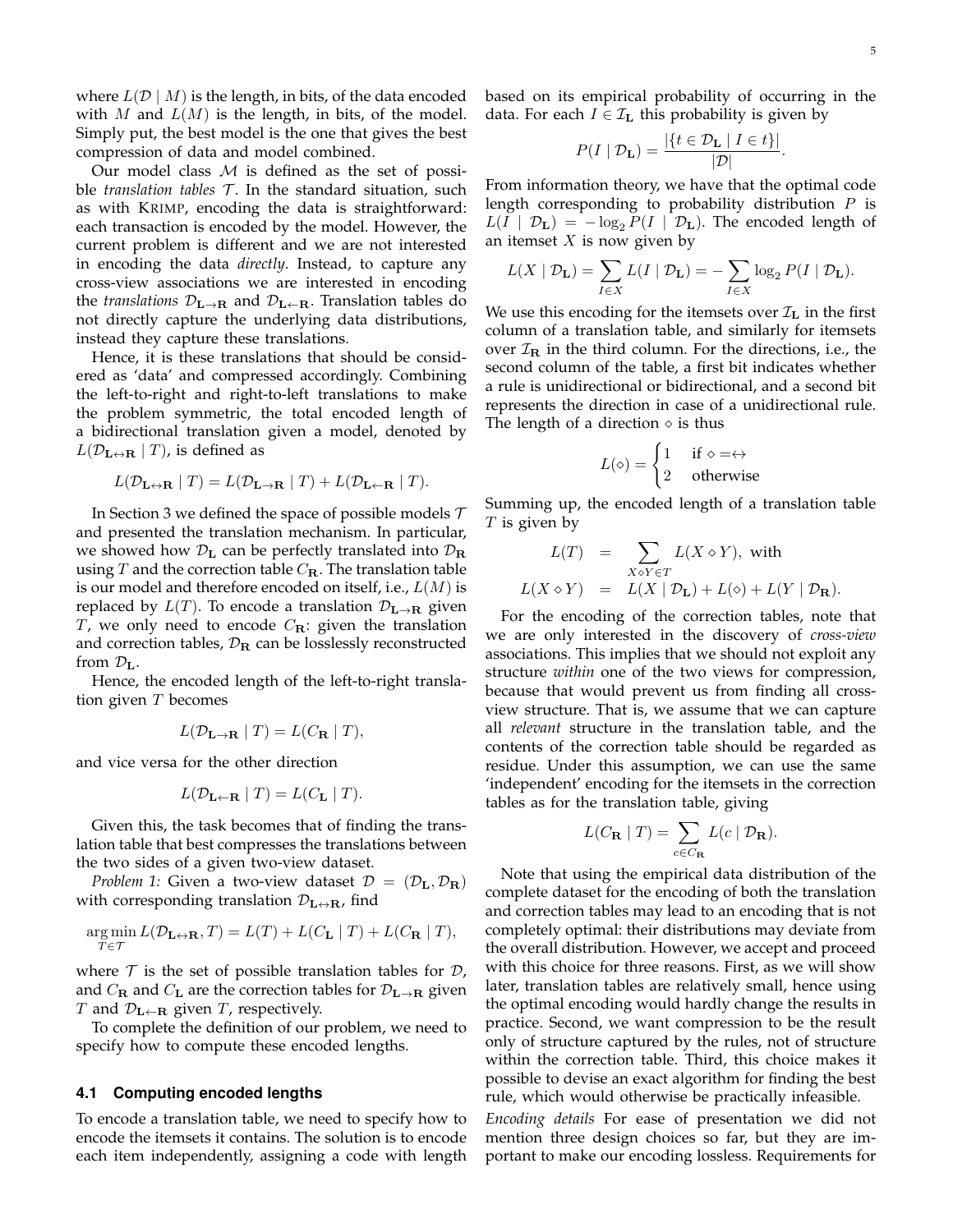where $L(\mathcal{D} \mid M)$ is the length, in bits, of the data encoded with $M$ and $L(M)$ is the length, in bits, of the model. Simply put, the best model is the one that gives the best compression of data and model combined.

Our model class $\mathcal{M}$ is defined as the set of possible *translation tables* $\mathcal{T}$. In the standard situation, such as with KRIMP, encoding the data is straightforward: each transaction is encoded by the model. However, the current problem is different and we are not interested in encoding the data *directly*. Instead, to capture any cross-view associations we are interested in encoding the *translations* $\mathcal{D}_{\mathbf{L}\to\mathbf{R}}$ and $\mathcal{D}_{\mathbf{L}\leftarrow\mathbf{R}}$. Translation tables do not directly capture the underlying data distributions, instead they capture these translations.

Hence, it is these translations that should be considered as 'data' and compressed accordingly. Combining the left-to-right and right-to-left translations to make the problem symmetric, the total encoded length of a bidirectional translation given a model, denoted by $L(\mathcal{D}_{\mathbf{L}\leftrightarrow\mathbf{R}} \mid T)$, is defined as

$$L(\mathcal{D}_{\mathbf{L}\leftrightarrow\mathbf{R}} \mid T) = L(\mathcal{D}_{\mathbf{L}\to\mathbf{R}} \mid T) + L(\mathcal{D}_{\mathbf{L}\leftarrow\mathbf{R}} \mid T).$$

In Section 3 we defined the space of possible models $\mathcal{T}$ and presented the translation mechanism. In particular, we showed how $\mathcal{D}_{\mathbf{L}}$ can be perfectly translated into $\mathcal{D}_{\mathbf{R}}$ using $T$ and the correction table $C_{\mathbf{R}}$. The translation table is our model and therefore encoded on itself, i.e., $L(M)$ is replaced by $L(T)$. To encode a translation $\mathcal{D}_{\mathbf{L}\to\mathbf{R}}$ given $T$, we only need to encode $C_{\mathbf{R}}$: given the translation and correction tables, $\mathcal{D}_{\mathbf{R}}$ can be losslessly reconstructed from $\mathcal{D}_{\mathbf{L}}$.

Hence, the encoded length of the left-to-right translation given $T$ becomes

$$L(\mathcal{D}_{\mathbf{L}\to\mathbf{R}} \mid T) = L(C_{\mathbf{R}} \mid T),$$

and vice versa for the other direction

$$L(\mathcal{D}_{\mathbf{L}\leftarrow\mathbf{R}} \mid T) = L(C_{\mathbf{L}} \mid T).$$

Given this, the task becomes that of finding the translation table that best compresses the translations between the two sides of a given two-view dataset.

*Problem 1:* Given a two-view dataset $\mathcal{D} = (\mathcal{D}_{\mathbf{L}}, \mathcal{D}_{\mathbf{R}})$ with corresponding translation $\mathcal{D}_{\mathbf{L}\leftrightarrow\mathbf{R}}$, find

$$\arg\min_{T \in \mathcal{T}} L(\mathcal{D}_{\mathbf{L}\leftrightarrow\mathbf{R}}, T) = L(T) + L(C_{\mathbf{L}} \mid T) + L(C_{\mathbf{R}} \mid T),$$

where $\mathcal{T}$ is the set of possible translation tables for $\mathcal{D}$, and $C_{\mathbf{R}}$ and $C_{\mathbf{L}}$ are the correction tables for $\mathcal{D}_{\mathbf{L}\to\mathbf{R}}$ given $T$ and $\mathcal{D}_{\mathbf{L}\leftarrow\mathbf{R}}$ given $T$, respectively.

To complete the definition of our problem, we need to specify how to compute these encoded lengths.

### 4.1 Computing encoded lengths

To encode a translation table, we need to specify how to encode the itemsets it contains. The solution is to encode each item independently, assigning a code with length based on its empirical probability of occurring in the data. For each $I \in \mathcal{I}_{\mathbf{L}}$ this probability is given by

$$P(I \mid \mathcal{D}_{\mathbf{L}}) = \frac{|\{t \in \mathcal{D}_{\mathbf{L}} \mid I \in t\}|}{|\mathcal{D}|}.$$

From information theory, we have that the optimal code length corresponding to probability distribution $P$ is $L(I \mid \mathcal{D}_{\mathbf{L}}) = -\log_2 P(I \mid \mathcal{D}_{\mathbf{L}})$. The encoded length of an itemset $X$ is now given by

$$L(X \mid \mathcal{D}_{\mathbf{L}}) = \sum_{I \in X} L(I \mid \mathcal{D}_{\mathbf{L}}) = -\sum_{I \in X} \log_2 P(I \mid \mathcal{D}_{\mathbf{L}}).$$

We use this encoding for the itemsets over $\mathcal{I}_{\mathbf{L}}$ in the first column of a translation table, and similarly for itemsets over $\mathcal{I}_{\mathbf{R}}$ in the third column. For the directions, i.e., the second column of the table, a first bit indicates whether a rule is unidirectional or bidirectional, and a second bit represents the direction in case of a unidirectional rule. The length of a direction $\diamond$ is thus

$$L(\diamond) = \begin{cases} 1 & \text{if } \diamond = \leftrightarrow \\ 2 & \text{otherwise} \end{cases}$$

Summing up, the encoded length of a translation table $T$ is given by

$$\begin{aligned} L(T) &= \sum_{X \diamond Y \in T} L(X \diamond Y), \text{ with} \\ L(X \diamond Y) &= L(X \mid \mathcal{D}_{\mathbf{L}}) + L(\diamond) + L(Y \mid \mathcal{D}_{\mathbf{R}}). \end{aligned}$$

For the encoding of the correction tables, note that we are only interested in the discovery of *cross-view* associations. This implies that we should not exploit any structure *within* one of the two views for compression, because that would prevent us from finding all cross-view structure. That is, we assume that we can capture all *relevant* structure in the translation table, and the contents of the correction table should be regarded as residue. Under this assumption, we can use the same 'independent' encoding for the itemsets in the correction tables as for the translation table, giving

$$L(C_{\mathbf{R}} \mid T) = \sum_{c \in C_{\mathbf{R}}} L(c \mid \mathcal{D}_{\mathbf{R}}).$$

Note that using the empirical data distribution of the complete dataset for the encoding of both the translation and correction tables may lead to an encoding that is not completely optimal: their distributions may deviate from the overall distribution. However, we accept and proceed with this choice for three reasons. First, as we will show later, translation tables are relatively small, hence using the optimal encoding would hardly change the results in practice. Second, we want compression to be the result only of structure captured by the rules, not of structure within the correction table. Third, this choice makes it possible to devise an exact algorithm for finding the best rule, which would otherwise be practically infeasible.

*Encoding details* For ease of presentation we did not mention three design choices so far, but they are important to make our encoding lossless. Requirements for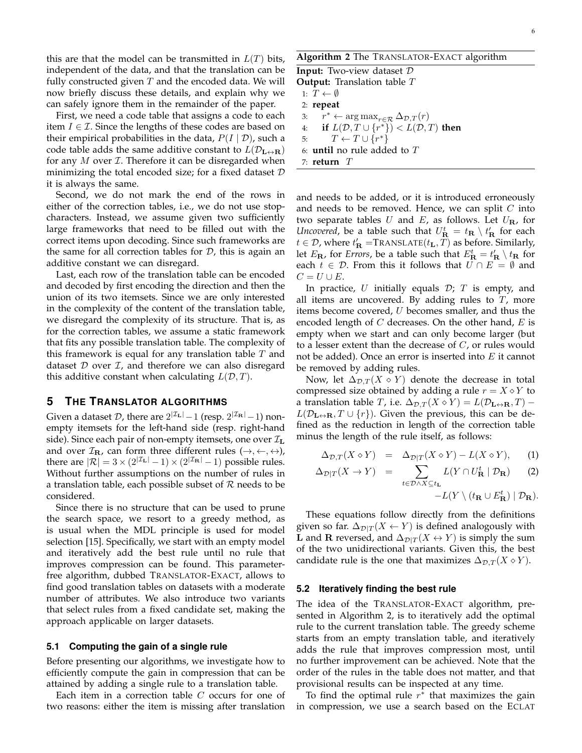this are that the model can be transmitted in $L(T)$ bits, independent of the data, and that the translation can be fully constructed given $T$ and the encoded data. We will now briefly discuss these details, and explain why we can safely ignore them in the remainder of the paper.

First, we need a code table that assigns a code to each item $I \in \mathcal{I}$. Since the lengths of these codes are based on their empirical probabilities in the data, $P(I \mid \mathcal{D})$, such a code table adds the same additive constant to $L(\mathcal{D}_{\mathbf{L} \leftrightarrow \mathbf{R}})$ for any $M$ over $\mathcal{I}$. Therefore it can be disregarded when minimizing the total encoded size; for a fixed dataset $\mathcal{D}$ it is always the same.

Second, we do not mark the end of the rows in either of the correction tables, i.e., we do not use stop-characters. Instead, we assume given two sufficiently large frameworks that need to be filled out with the correct items upon decoding. Since such frameworks are the same for all correction tables for $\mathcal{D}$, this is again an additive constant we can disregard.

Last, each row of the translation table can be encoded and decoded by first encoding the direction and then the union of its two itemsets. Since we are only interested in the complexity of the content of the translation table, we disregard the complexity of its structure. That is, as for the correction tables, we assume a static framework that fits any possible translation table. The complexity of this framework is equal for any translation table $T$ and dataset $\mathcal{D}$ over $\mathcal{I}$, and therefore we can also disregard this additive constant when calculating $L(\mathcal{D}, T)$.

## 5 The Translator Algorithms

Given a dataset $\mathcal{D}$, there are $2^{|\mathcal{I}_\mathbf{L}|}-1$ (resp. $2^{|\mathcal{I}_\mathbf{R}|}-1$) non-empty itemsets for the left-hand side (resp. right-hand side). Since each pair of non-empty itemsets, one over $\mathcal{I}_\mathbf{L}$ and over $\mathcal{I}_\mathbf{R}$, can form three different rules ($\rightarrow, \leftarrow, \leftrightarrow$), there are $|\mathcal{R}| = 3 \times (2^{|\mathcal{I}_\mathbf{L}|}-1) \times (2^{|\mathcal{I}_\mathbf{R}|}-1)$ possible rules. Without further assumptions on the number of rules in a translation table, each possible subset of $\mathcal{R}$ needs to be considered.

Since there is no structure that can be used to prune the search space, we resort to a greedy method, as is usual when the MDL principle is used for model selection [15]. Specifically, we start with an empty model and iteratively add the best rule until no rule that improves compression can be found. This parameter-free algorithm, dubbed Translator-Exact, allows to find good translation tables on datasets with a moderate number of attributes. We also introduce two variants that select rules from a fixed candidate set, making the approach applicable on larger datasets.

### 5.1 Computing the gain of a single rule

Before presenting our algorithms, we investigate how to efficiently compute the gain in compression that can be attained by adding a single rule to a translation table.

Each item in a correction table $C$ occurs for one of two reasons: either the item is missing after translation and needs to be added, or it is introduced erroneously and needs to be removed. Hence, we can split $C$ into two separate tables $U$ and $E$, as follows. Let $U_\mathbf{R}$, for *Uncovered*, be a table such that $U^t_\mathbf{R} = t_\mathbf{R} \setminus t'_\mathbf{R}$ for each $t \in \mathcal{D}$, where $t'_\mathbf{R} =$ Translate$(t_\mathbf{L}, T)$ as before. Similarly, let $E_\mathbf{R}$, for *Errors*, be a table such that $E^t_\mathbf{R} = t'_\mathbf{R} \setminus t_\mathbf{R}$ for each $t \in \mathcal{D}$. From this it follows that $U \cap E = \emptyset$ and $C = U \cup E$.

In practice, $U$ initially equals $\mathcal{D}$; $T$ is empty, and all items are uncovered. By adding rules to $T$, more items become covered, $U$ becomes smaller, and thus the encoded length of $C$ decreases. On the other hand, $E$ is empty when we start and can only become larger (but to a lesser extent than the decrease of $C$, or rules would not be added). Once an error is inserted into $E$ it cannot be removed by adding rules.

Now, let $\Delta_{\mathcal{D},T}(X \diamond Y)$ denote the decrease in total compressed size obtained by adding a rule $r = X \diamond Y$ to a translation table $T$, i.e. $\Delta_{\mathcal{D},T}(X \diamond Y) = L(\mathcal{D}_{\mathbf{L}\leftrightarrow\mathbf{R}}, T) - L(\mathcal{D}_{\mathbf{L}\leftrightarrow\mathbf{R}}, T \cup \{r\})$. Given the previous, this can be defined as the reduction in length of the correction table minus the length of the rule itself, as follows:

$$\Delta_{\mathcal{D},T}(X \diamond Y) = \Delta_{\mathcal{D}|T}(X \diamond Y) - L(X \diamond Y), \quad (1)$$

$$\Delta_{\mathcal{D}|T}(X \rightarrow Y) = \sum_{t \in \mathcal{D} \wedge X \subseteq t_\mathbf{L}} L(Y \cap U^t_\mathbf{R} \mid \mathcal{D}_\mathbf{R}) - L(Y \setminus (t_\mathbf{R} \cup E^t_\mathbf{R}) \mid \mathcal{D}_\mathbf{R}). \quad (2)$$

These equations follow directly from the definitions given so far. $\Delta_{\mathcal{D}|T}(X \leftarrow Y)$ is defined analogously with $\mathbf{L}$ and $\mathbf{R}$ reversed, and $\Delta_{\mathcal{D}|T}(X \leftrightarrow Y)$ is simply the sum of the two unidirectional variants. Given this, the best candidate rule is the one that maximizes $\Delta_{\mathcal{D},T}(X \diamond Y)$.

**Algorithm 2** The Translator-Exact algorithm

**Input:** Two-view dataset $\mathcal{D}$
**Output:** Translation table $T$

```
1: T ← ∅
2: repeat
3:     r* ← argmax_{r∈R} Δ_{D,T}(r)
4:     if L(D, T ∪ {r*}) < L(D, T) then
5:         T ← T ∪ {r*}
6: until no rule added to T
7: return T
```

### 5.2 Iteratively finding the best rule

The idea of the Translator-Exact algorithm, presented in Algorithm 2, is to iteratively add the optimal rule to the current translation table. The greedy scheme starts from an empty translation table, and iteratively adds the rule that improves compression most, until no further improvement can be achieved. Note that the order of the rules in the table does not matter, and that provisional results can be inspected at any time.

To find the optimal rule $r^*$ that maximizes the gain in compression, we use a search based on the Eclat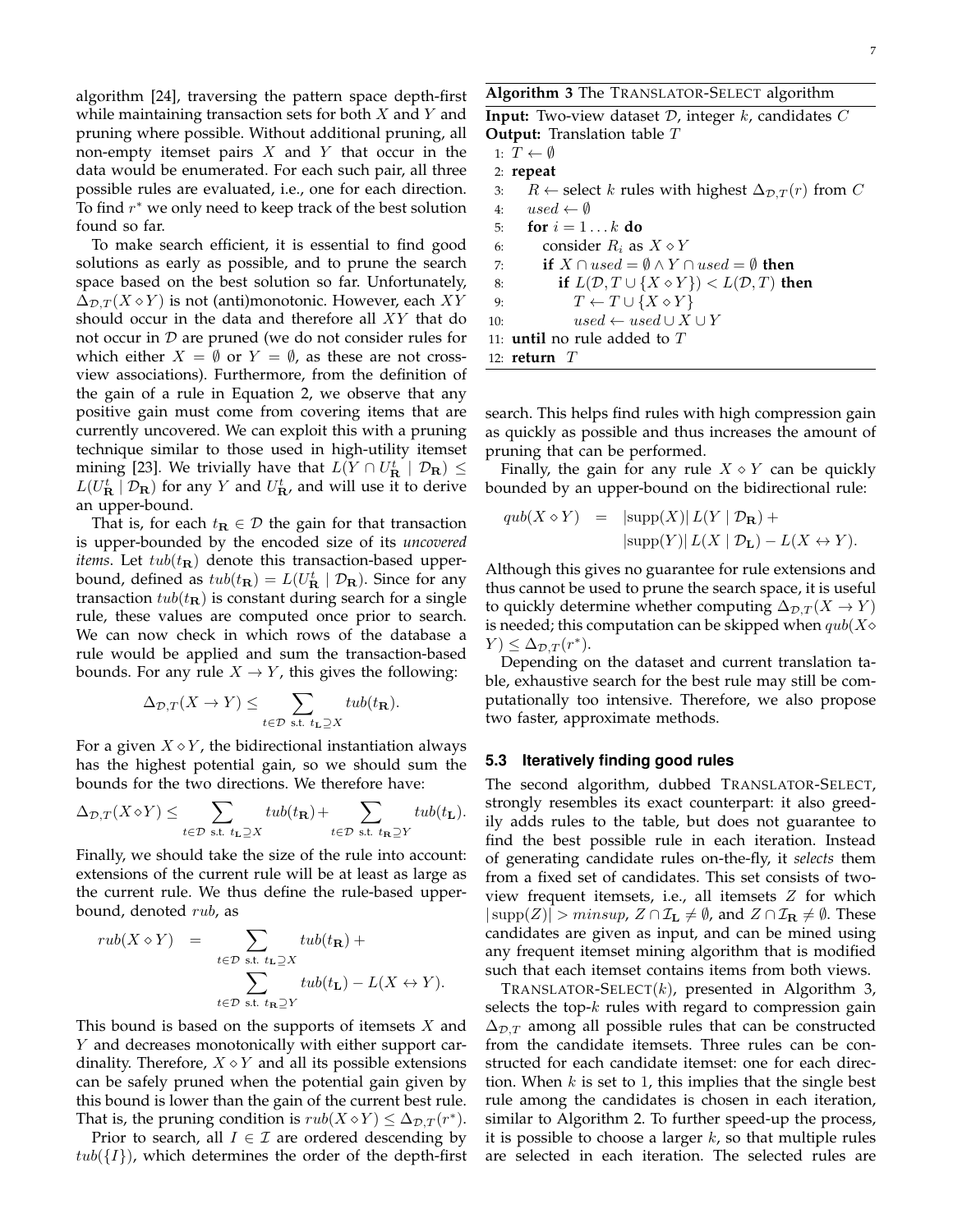algorithm [24], traversing the pattern space depth-first while maintaining transaction sets for both $X$ and $Y$ and pruning where possible. Without additional pruning, all non-empty itemset pairs $X$ and $Y$ that occur in the data would be enumerated. For each such pair, all three possible rules are evaluated, i.e., one for each direction. To find $r^*$ we only need to keep track of the best solution found so far.

To make search efficient, it is essential to find good solutions as early as possible, and to prune the search space based on the best solution so far. Unfortunately, $\Delta_{\mathcal{D},T}(X \diamond Y)$ is not (anti)monotonic. However, each $XY$ should occur in the data and therefore all $XY$ that do not occur in $\mathcal{D}$ are pruned (we do not consider rules for which either $X = \emptyset$ or $Y = \emptyset$, as these are not cross-view associations). Furthermore, from the definition of the gain of a rule in Equation 2, we observe that any positive gain must come from covering items that are currently uncovered. We can exploit this with a pruning technique similar to those used in high-utility itemset mining [23]. We trivially have that $L(Y \cap U^t_{\mathbf{R}} \mid \mathcal{D}_{\mathbf{R}}) \leq L(U^t_{\mathbf{R}} \mid \mathcal{D}_{\mathbf{R}})$ for any $Y$ and $U^t_{\mathbf{R}}$, and will use it to derive an upper-bound.

That is, for each $t_{\mathbf{R}} \in \mathcal{D}$ the gain for that transaction is upper-bounded by the encoded size of its *uncovered items*. Let $tub(t_{\mathbf{R}})$ denote this transaction-based upper-bound, defined as $tub(t_{\mathbf{R}}) = L(U^t_{\mathbf{R}} \mid \mathcal{D}_{\mathbf{R}})$. Since for any transaction $tub(t_{\mathbf{R}})$ is constant during search for a single rule, these values are computed once prior to search. We can now check in which rows of the database a rule would be applied and sum the transaction-based bounds. For any rule $X \rightarrow Y$, this gives the following:

$$\Delta_{\mathcal{D},T}(X \rightarrow Y) \leq \sum_{t \in \mathcal{D} \text{ s.t. } t_{\mathbf{L}} \supseteq X} tub(t_{\mathbf{R}}).$$

For a given $X \diamond Y$, the bidirectional instantiation always has the highest potential gain, so we should sum the bounds for the two directions. We therefore have:

$$\Delta_{\mathcal{D},T}(X \diamond Y) \leq \sum_{t \in \mathcal{D} \text{ s.t. } t_{\mathbf{L}} \supseteq X} tub(t_{\mathbf{R}}) + \sum_{t \in \mathcal{D} \text{ s.t. } t_{\mathbf{R}} \supseteq Y} tub(t_{\mathbf{L}}).$$

Finally, we should take the size of the rule into account: extensions of the current rule will be at least as large as the current rule. We thus define the rule-based upper-bound, denoted $rub$, as

$$rub(X \diamond Y) = \sum_{t \in \mathcal{D} \text{ s.t. } t_{\mathbf{L}} \supseteq X} tub(t_{\mathbf{R}}) + \sum_{t \in \mathcal{D} \text{ s.t. } t_{\mathbf{R}} \supseteq Y} tub(t_{\mathbf{L}}) - L(X \leftrightarrow Y).$$

This bound is based on the supports of itemsets $X$ and $Y$ and decreases monotonically with either support cardinality. Therefore, $X \diamond Y$ and all its possible extensions can be safely pruned when the potential gain given by this bound is lower than the gain of the current best rule. That is, the pruning condition is $rub(X \diamond Y) \leq \Delta_{\mathcal{D},T}(r^*)$.

Prior to search, all $I \in \mathcal{I}$ are ordered descending by $tub(\{I\})$, which determines the order of the depth-first search. This helps find rules with high compression gain as quickly as possible and thus increases the amount of pruning that can be performed.

Finally, the gain for any rule $X \diamond Y$ can be quickly bounded by an upper-bound on the bidirectional rule:

$$qub(X \diamond Y) = |\text{supp}(X)|\, L(Y \mid \mathcal{D}_{\mathbf{R}}) + |\text{supp}(Y)|\, L(X \mid \mathcal{D}_{\mathbf{L}}) - L(X \leftrightarrow Y).$$

Although this gives no guarantee for rule extensions and thus cannot be used to prune the search space, it is useful to quickly determine whether computing $\Delta_{\mathcal{D},T}(X \rightarrow Y)$ is needed; this computation can be skipped when $qub(X \diamond Y) \leq \Delta_{\mathcal{D},T}(r^*)$.

Depending on the dataset and current translation table, exhaustive search for the best rule may still be computationally too intensive. Therefore, we also propose two faster, approximate methods.

**Algorithm 3** The TRANSLATOR-SELECT algorithm

**Input:** Two-view dataset $\mathcal{D}$, integer $k$, candidates $C$
**Output:** Translation table $T$

```
1:  T ← ∅
2:  repeat
3:      R ← select k rules with highest Δ_{D,T}(r) from C
4:      used ← ∅
5:      for i = 1...k do
6:          consider R_i as X ◇ Y
7:          if X ∩ used = ∅ ∧ Y ∩ used = ∅ then
8:              if L(D, T ∪ {X ◇ Y}) < L(D, T) then
9:                  T ← T ∪ {X ◇ Y}
10:                 used ← used ∪ X ∪ Y
11: until no rule added to T
12: return T
```

### 5.3 Iteratively finding good rules

The second algorithm, dubbed TRANSLATOR-SELECT, strongly resembles its exact counterpart: it also greedily adds rules to the table, but does not guarantee to find the best possible rule in each iteration. Instead of generating candidate rules on-the-fly, it *selects* them from a fixed set of candidates. This set consists of two-view frequent itemsets, i.e., all itemsets $Z$ for which $|\text{supp}(Z)| > minsup$, $Z \cap \mathcal{I}_{\mathbf{L}} \neq \emptyset$, and $Z \cap \mathcal{I}_{\mathbf{R}} \neq \emptyset$. These candidates are given as input, and can be mined using any frequent itemset mining algorithm that is modified such that each itemset contains items from both views.

TRANSLATOR-SELECT($k$), presented in Algorithm 3, selects the top-$k$ rules with regard to compression gain $\Delta_{\mathcal{D},T}$ among all possible rules that can be constructed from the candidate itemsets. Three rules can be constructed for each candidate itemset: one for each direction. When $k$ is set to 1, this implies that the single best rule among the candidates is chosen in each iteration, similar to Algorithm 2. To further speed-up the process, it is possible to choose a larger $k$, so that multiple rules are selected in each iteration. The selected rules are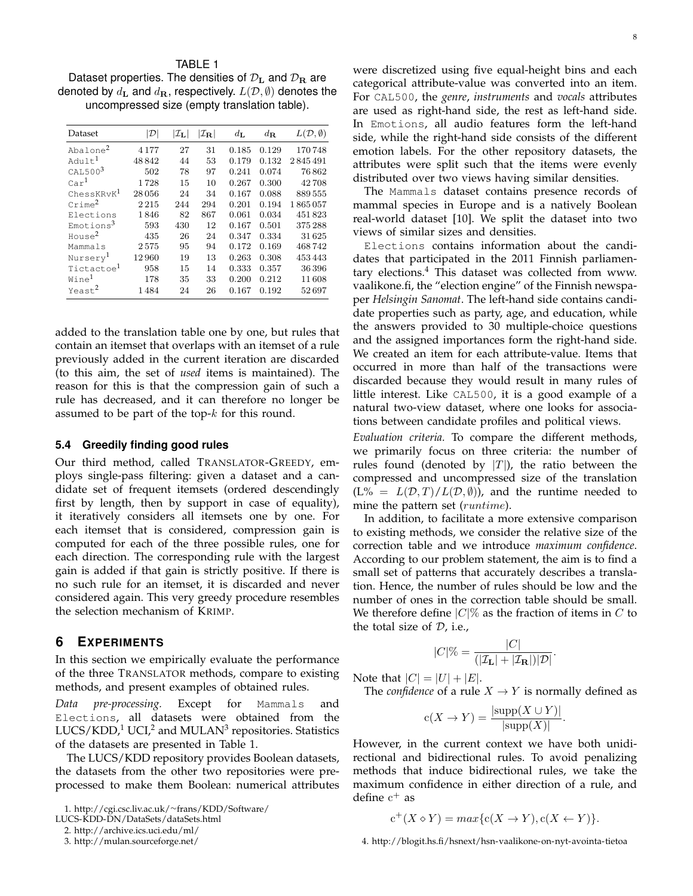TABLE 1
Dataset properties. The densities of $\mathcal{D}_\mathbf{L}$ and $\mathcal{D}_\mathbf{R}$ are denoted by $d_\mathbf{L}$ and $d_\mathbf{R}$, respectively. $L(\mathcal{D}, \emptyset)$ denotes the uncompressed size (empty translation table).

| Dataset | $\lvert\mathcal{D}\rvert$ | $\lvert\mathcal{I}_\mathbf{L}\rvert$ | $\lvert\mathcal{I}_\mathbf{R}\rvert$ | $d_\mathbf{L}$ | $d_\mathbf{R}$ | $L(\mathcal{D}, \emptyset)$ |
|---|---|---|---|---|---|---|
| Abalone[2] | 4 177 | 27 | 31 | 0.185 | 0.129 | 170 748 |
| Adult[1] | 48 842 | 44 | 53 | 0.179 | 0.132 | 2 845 491 |
| CAL500[3] | 502 | 78 | 97 | 0.241 | 0.074 | 76 862 |
| Car[1] | 1 728 | 15 | 10 | 0.267 | 0.300 | 42 708 |
| ChessKRvK[1] | 28 056 | 24 | 34 | 0.167 | 0.088 | 889 555 |
| Crime[2] | 2 215 | 244 | 294 | 0.201 | 0.194 | 1 865 057 |
| Elections | 1 846 | 82 | 867 | 0.061 | 0.034 | 451 823 |
| Emotions[3] | 593 | 430 | 12 | 0.167 | 0.501 | 375 288 |
| House[2] | 435 | 26 | 24 | 0.347 | 0.334 | 31 625 |
| Mammals | 2 575 | 95 | 94 | 0.172 | 0.169 | 468 742 |
| Nursery[1] | 12 960 | 19 | 13 | 0.263 | 0.308 | 453 443 |
| Tictactoe[1] | 958 | 15 | 14 | 0.333 | 0.357 | 36 396 |
| Wine[1] | 178 | 35 | 33 | 0.200 | 0.212 | 11 608 |
| Yeast[2] | 1 484 | 24 | 26 | 0.167 | 0.192 | 52 697 |

added to the translation table one by one, but rules that contain an itemset that overlaps with an itemset of a rule previously added in the current iteration are discarded (to this aim, the set of *used* items is maintained). The reason for this is that the compression gain of such a rule has decreased, and it can therefore no longer be assumed to be part of the top-$k$ for this round.

### 5.4 Greedily finding good rules

Our third method, called TRANSLATOR-GREEDY, employs single-pass filtering: given a dataset and a candidate set of frequent itemsets (ordered descendingly first by length, then by support in case of equality), it iteratively considers all itemsets one by one. For each itemset that is considered, compression gain is computed for each of the three possible rules, one for each direction. The corresponding rule with the largest gain is added if that gain is strictly positive. If there is no such rule for an itemset, it is discarded and never considered again. This very greedy procedure resembles the selection mechanism of KRIMP.

## 6 EXPERIMENTS

In this section we empirically evaluate the performance of the three TRANSLATOR methods, compare to existing methods, and present examples of obtained rules.

*Data pre-processing.* Except for Mammals and Elections, all datasets were obtained from the LUCS/KDD,[1] UCI,[2] and MULAN[3] repositories. Statistics of the datasets are presented in Table 1.

The LUCS/KDD repository provides Boolean datasets, the datasets from the other two repositories were preprocessed to make them Boolean: numerical attributes were discretized using five equal-height bins and each categorical attribute-value was converted into an item. For CAL500, the *genre*, *instruments* and *vocals* attributes are used as right-hand side, the rest as left-hand side. In Emotions, all audio features form the left-hand side, while the right-hand side consists of the different emotion labels. For the other repository datasets, the attributes were split such that the items were evenly distributed over two views having similar densities.

The Mammals dataset contains presence records of mammal species in Europe and is a natively Boolean real-world dataset [10]. We split the dataset into two views of similar sizes and densities.

Elections contains information about the candidates that participated in the 2011 Finnish parliamentary elections.[4] This dataset was collected from www.vaalikone.fi, the "election engine" of the Finnish newspaper *Helsingin Sanomat*. The left-hand side contains candidate properties such as party, age, and education, while the answers provided to 30 multiple-choice questions and the assigned importances form the right-hand side. We created an item for each attribute-value. Items that occurred in more than half of the transactions were discarded because they would result in many rules of little interest. Like CAL500, it is a good example of a natural two-view dataset, where one looks for associations between candidate profiles and political views.

*Evaluation criteria.* To compare the different methods, we primarily focus on three criteria: the number of rules found (denoted by $|T|$), the ratio between the compressed and uncompressed size of the translation (L% $= L(\mathcal{D}, T)/L(\mathcal{D}, \emptyset)$), and the runtime needed to mine the pattern set ($runtime$).

In addition, to facilitate a more extensive comparison to existing methods, we consider the relative size of the correction table and we introduce *maximum confidence*. According to our problem statement, the aim is to find a small set of patterns that accurately describes a translation. Hence, the number of rules should be low and the number of ones in the correction table should be small. We therefore define $|C|\%$ as the fraction of items in $C$ to the total size of $\mathcal{D}$, i.e.,

$$|C|\% = \frac{|C|}{(|\mathcal{I}_\mathbf{L}| + |\mathcal{I}_\mathbf{R}|)|\mathcal{D}|}.$$

Note that $|C| = |U| + |E|$.

The *confidence* of a rule $X \to Y$ is normally defined as

$$\mathrm{c}(X \to Y) = \frac{|\mathrm{supp}(X \cup Y)|}{|\mathrm{supp}(X)|}.$$

However, in the current context we have both unidirectional and bidirectional rules. To avoid penalizing methods that induce bidirectional rules, we take the maximum confidence in either direction of a rule, and define $\mathrm{c}^+$ as

$$\mathrm{c}^+(X \diamond Y) = max\{\mathrm{c}(X \to Y), \mathrm{c}(X \leftarrow Y)\}.$$

1. http://cgi.csc.liv.ac.uk/~frans/KDD/Software/LUCS-KDD-DN/DataSets/dataSets.html
2. http://archive.ics.uci.edu/ml/
3. http://mulan.sourceforge.net/
4. http://blogit.hs.fi/hsnext/hsn-vaalikone-on-nyt-avointa-tietoa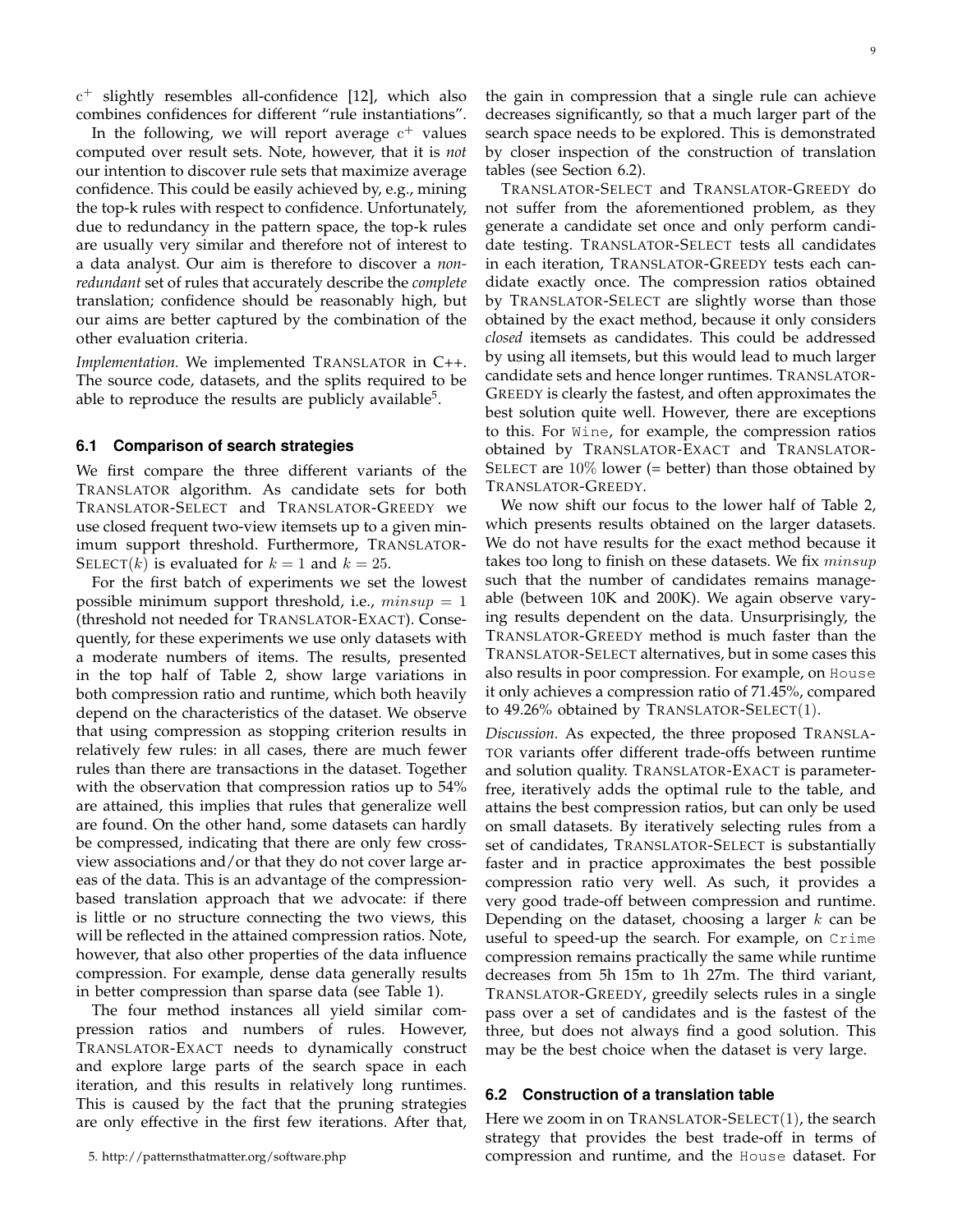$c^+$ slightly resembles all-confidence [12], which also combines confidences for different "rule instantiations".

In the following, we will report average $c^+$ values computed over result sets. Note, however, that it is *not* our intention to discover rule sets that maximize average confidence. This could be easily achieved by, e.g., mining the top-k rules with respect to confidence. Unfortunately, due to redundancy in the pattern space, the top-k rules are usually very similar and therefore not of interest to a data analyst. Our aim is therefore to discover a *non-redundant* set of rules that accurately describe the *complete* translation; confidence should be reasonably high, but our aims are better captured by the combination of the other evaluation criteria.

*Implementation.* We implemented TRANSLATOR in C++. The source code, datasets, and the splits required to be able to reproduce the results are publicly available[5].

### 6.1 Comparison of search strategies

We first compare the three different variants of the TRANSLATOR algorithm. As candidate sets for both TRANSLATOR-SELECT and TRANSLATOR-GREEDY we use closed frequent two-view itemsets up to a given minimum support threshold. Furthermore, TRANSLATOR-SELECT($k$) is evaluated for $k = 1$ and $k = 25$.

For the first batch of experiments we set the lowest possible minimum support threshold, i.e., $minsup = 1$ (threshold not needed for TRANSLATOR-EXACT). Consequently, for these experiments we use only datasets with a moderate numbers of items. The results, presented in the top half of Table 2, show large variations in both compression ratio and runtime, which both heavily depend on the characteristics of the dataset. We observe that using compression as stopping criterion results in relatively few rules: in all cases, there are much fewer rules than there are transactions in the dataset. Together with the observation that compression ratios up to 54% are attained, this implies that rules that generalize well are found. On the other hand, some datasets can hardly be compressed, indicating that there are only few cross-view associations and/or that they do not cover large areas of the data. This is an advantage of the compression-based translation approach that we advocate: if there is little or no structure connecting the two views, this will be reflected in the attained compression ratios. Note, however, that also other properties of the data influence compression. For example, dense data generally results in better compression than sparse data (see Table 1).

The four method instances all yield similar compression ratios and numbers of rules. However, TRANSLATOR-EXACT needs to dynamically construct and explore large parts of the search space in each iteration, and this results in relatively long runtimes. This is caused by the fact that the pruning strategies are only effective in the first few iterations. After that, the gain in compression that a single rule can achieve decreases significantly, so that a much larger part of the search space needs to be explored. This is demonstrated by closer inspection of the construction of translation tables (see Section 6.2).

TRANSLATOR-SELECT and TRANSLATOR-GREEDY do not suffer from the aforementioned problem, as they generate a candidate set once and only perform candidate testing. TRANSLATOR-SELECT tests all candidates in each iteration, TRANSLATOR-GREEDY tests each candidate exactly once. The compression ratios obtained by TRANSLATOR-SELECT are slightly worse than those obtained by the exact method, because it only considers *closed* itemsets as candidates. This could be addressed by using all itemsets, but this would lead to much larger candidate sets and hence longer runtimes. TRANSLATOR-GREEDY is clearly the fastest, and often approximates the best solution quite well. However, there are exceptions to this. For `Wine`, for example, the compression ratios obtained by TRANSLATOR-EXACT and TRANSLATOR-SELECT are 10% lower (= better) than those obtained by TRANSLATOR-GREEDY.

We now shift our focus to the lower half of Table 2, which presents results obtained on the larger datasets. We do not have results for the exact method because it takes too long to finish on these datasets. We fix $minsup$ such that the number of candidates remains manageable (between 10K and 200K). We again observe varying results dependent on the data. Unsurprisingly, the TRANSLATOR-GREEDY method is much faster than the TRANSLATOR-SELECT alternatives, but in some cases this also results in poor compression. For example, on `House` it only achieves a compression ratio of 71.45%, compared to 49.26% obtained by TRANSLATOR-SELECT(1).

*Discussion.* As expected, the three proposed TRANSLATOR variants offer different trade-offs between runtime and solution quality. TRANSLATOR-EXACT is parameter-free, iteratively adds the optimal rule to the table, and attains the best compression ratios, but can only be used on small datasets. By iteratively selecting rules from a set of candidates, TRANSLATOR-SELECT is substantially faster and in practice approximates the best possible compression ratio very well. As such, it provides a very good trade-off between compression and runtime. Depending on the dataset, choosing a larger $k$ can be useful to speed-up the search. For example, on `Crime` compression remains practically the same while runtime decreases from 5h 15m to 1h 27m. The third variant, TRANSLATOR-GREEDY, greedily selects rules in a single pass over a set of candidates and is the fastest of the three, but does not always find a good solution. This may be the best choice when the dataset is very large.

### 6.2 Construction of a translation table

Here we zoom in on TRANSLATOR-SELECT(1), the search strategy that provides the best trade-off in terms of compression and runtime, and the `House` dataset. For

5. http://patternsthatmatter.org/software.php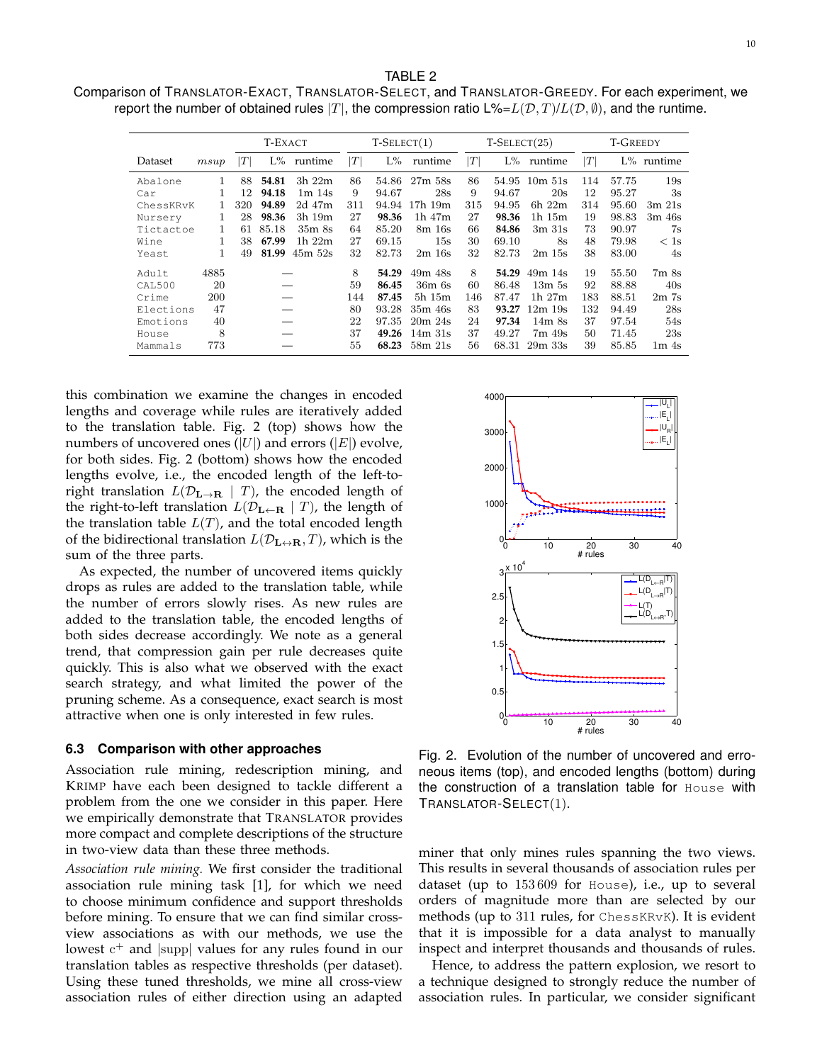TABLE 2
Comparison of TRANSLATOR-EXACT, TRANSLATOR-SELECT, and TRANSLATOR-GREEDY. For each experiment, we report the number of obtained rules $|T|$, the compression ratio L%=$L(\mathcal{D},T)/L(\mathcal{D},\emptyset)$, and the runtime.

| | | T-EXACT | | | T-SELECT(1) | | | T-SELECT(25) | | | T-GREEDY | | |
|---|---|---|---|---|---|---|---|---|---|---|---|---|---|
| Dataset | *msup* | $\|T\|$ | L% | runtime | $\|T\|$ | L% | runtime | $\|T\|$ | L% | runtime | $\|T\|$ | L% | runtime |
| Abalone | 1 | 88 | **54.81** | 3h 22m | 86 | 54.86 | 27m 58s | 86 | 54.95 | 10m 51s | 114 | 57.75 | 19s |
| Car | 1 | 12 | **94.18** | 1m 14s | 9 | 94.67 | 28s | 9 | 94.67 | 20s | 12 | 95.27 | 3s |
| ChessKRvK | 1 | 320 | **94.89** | 2d 47m | 311 | 94.94 | 17h 19m | 315 | 94.95 | 6h 22m | 314 | 95.60 | 3m 21s |
| Nursery | 1 | 28 | **98.36** | 3h 19m | 27 | **98.36** | 1h 47m | 27 | **98.36** | 1h 15m | 19 | 98.83 | 3m 46s |
| Tictactoe | 1 | 61 | 85.18 | 35m 8s | 64 | 85.20 | 8m 16s | 66 | **84.86** | 3m 31s | 73 | 90.97 | 7s |
| Wine | 1 | 38 | **67.99** | 1h 22m | 27 | 69.15 | 15s | 30 | 69.10 | 8s | 48 | 79.98 | < 1s |
| Yeast | 1 | 49 | **81.99** | 45m 52s | 32 | 82.73 | 2m 16s | 32 | 82.73 | 2m 15s | 38 | 83.00 | 4s |
| Adult | 4885 | | — | | 8 | **54.29** | 49m 48s | 8 | **54.29** | 49m 14s | 19 | 55.50 | 7m 8s |
| CAL500 | 20 | | — | | 59 | **86.45** | 36m 6s | 60 | 86.48 | 13m 5s | 92 | 88.88 | 40s |
| Crime | 200 | | — | | 144 | **87.45** | 5h 15m | 146 | 87.47 | 1h 27m | 183 | 88.51 | 2m 7s |
| Elections | 47 | | — | | 80 | 93.28 | 35m 46s | 83 | **93.27** | 12m 19s | 132 | 94.49 | 28s |
| Emotions | 40 | | — | | 22 | 97.35 | 20m 24s | 24 | **97.34** | 14m 8s | 37 | 97.54 | 54s |
| House | 8 | | — | | 37 | **49.26** | 14m 31s | 37 | 49.27 | 7m 49s | 50 | 71.45 | 23s |
| Mammals | 773 | | — | | 55 | **68.23** | 58m 21s | 56 | 68.31 | 29m 33s | 39 | 85.85 | 1m 4s |

this combination we examine the changes in encoded lengths and coverage while rules are iteratively added to the translation table. Fig. 2 (top) shows how the numbers of uncovered ones ($|U|$) and errors ($|E|$) evolve, for both sides. Fig. 2 (bottom) shows how the encoded lengths evolve, i.e., the encoded length of the left-to-right translation $L(\mathcal{D}_{\mathbf{L}\to\mathbf{R}} \mid T)$, the encoded length of the right-to-left translation $L(\mathcal{D}_{\mathbf{L}\leftarrow\mathbf{R}} \mid T)$, the length of the translation table $L(T)$, and the total encoded length of the bidirectional translation $L(\mathcal{D}_{\mathbf{L}\leftrightarrow\mathbf{R}}, T)$, which is the sum of the three parts.

As expected, the number of uncovered items quickly drops as rules are added to the translation table, while the number of errors slowly rises. As new rules are added to the translation table, the encoded lengths of both sides decrease accordingly. We note as a general trend, that compression gain per rule decreases quite quickly. This is also what we observed with the exact search strategy, and what limited the power of the pruning scheme. As a consequence, exact search is most attractive when one is only interested in few rules.

4000
3000
2000
1000
0
0 10 20 30 40
# rules
$|U_L|$
$|E_L|$
$|U_R|$
$|E_L|$

3 x 10^4
2.5
2
1.5
1
0.5
0
0 10 20 30 40
# rules
$L(D_{L\leftarrow R}|T)$
$L(D_{L\to R}|T)$
$L(T)$
$L(D_{L\leftrightarrow R},T)$

Fig. 2. Evolution of the number of uncovered and erroneous items (top), and encoded lengths (bottom) during the construction of a translation table for House with TRANSLATOR-SELECT(1).

### 6.3 Comparison with other approaches

Association rule mining, redescription mining, and KRIMP have each been designed to tackle different a problem from the one we consider in this paper. Here we empirically demonstrate that TRANSLATOR provides more compact and complete descriptions of the structure in two-view data than these three methods.

*Association rule mining.* We first consider the traditional association rule mining task [1], for which we need to choose minimum confidence and support thresholds before mining. To ensure that we can find similar cross-view associations as with our methods, we use the lowest $c^+$ and $|\text{supp}|$ values for any rules found in our translation tables as respective thresholds (per dataset). Using these tuned thresholds, we mine all cross-view association rules of either direction using an adapted miner that only mines rules spanning the two views. This results in several thousands of association rules per dataset (up to 153 609 for House), i.e., up to several orders of magnitude more than are selected by our methods (up to 311 rules, for ChessKRvK). It is evident that it is impossible for a data analyst to manually inspect and interpret thousands and thousands of rules.

Hence, to address the pattern explosion, we resort to a technique designed to strongly reduce the number of association rules. In particular, we consider significant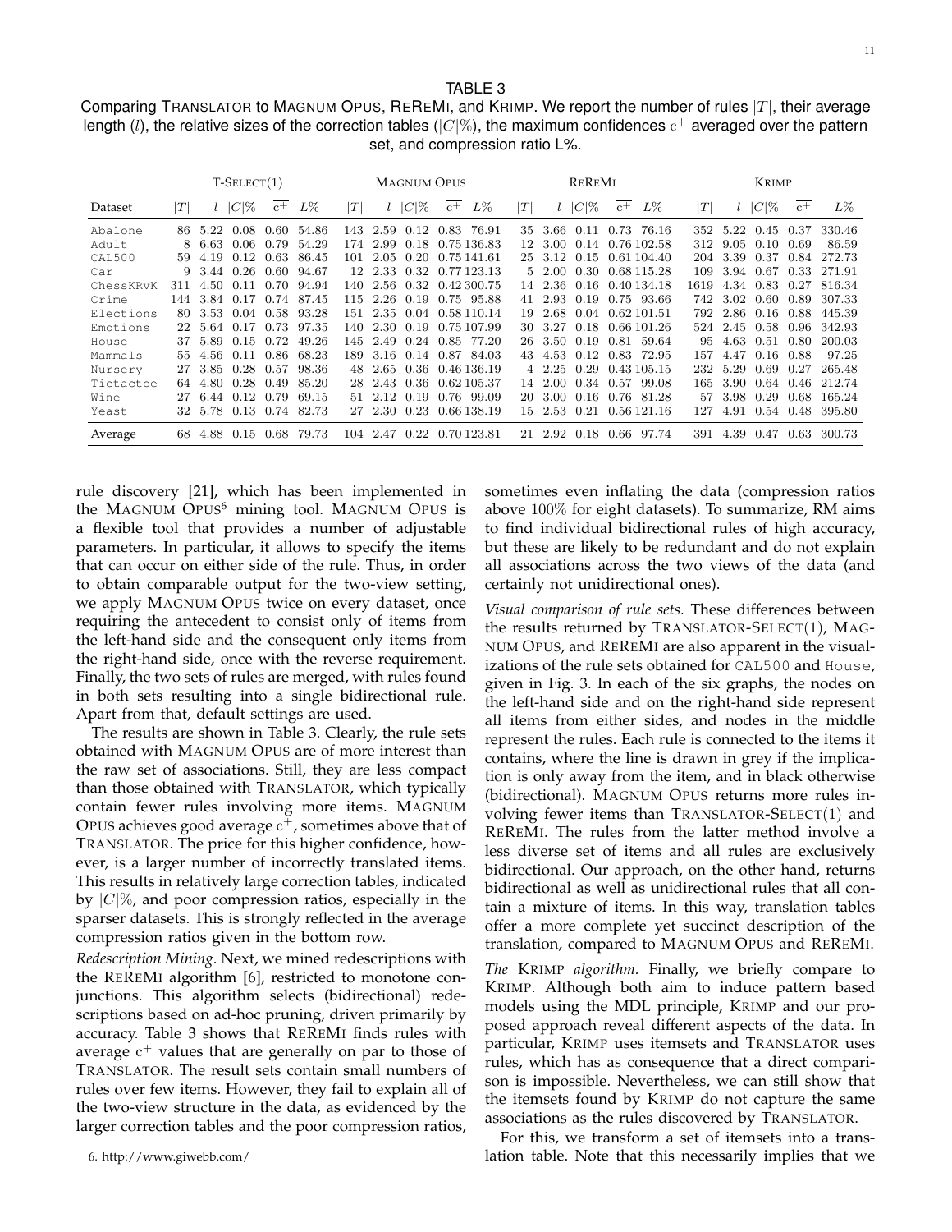TABLE 3
Comparing TRANSLATOR to MAGNUM OPUS, REREMI, and KRIMP. We report the number of rules $|T|$, their average length ($l$), the relative sizes of the correction tables ($|C|\%$), the maximum confidences $c^+$ averaged over the pattern set, and compression ratio L%.

| | T-SELECT(1) | | | | | MAGNUM OPUS | | | | | REREMI | | | | | KRIMP | | | | |
|---|---|---|---|---|---|---|---|---|---|---|---|---|---|---|---|---|---|---|---|---|
| Dataset | $\|T\|$ | $l$ | $\|C\|\%$ | $\overline{c^+}$ | $L\%$ | $\|T\|$ | $l$ | $\|C\|\%$ | $\overline{c^+}$ | $L\%$ | $\|T\|$ | $l$ | $\|C\|\%$ | $\overline{c^+}$ | $L\%$ | $\|T\|$ | $l$ | $\|C\|\%$ | $\overline{c^+}$ | $L\%$ |
| Abalone | 86 | 5.22 | 0.08 | 0.60 | 54.86 | 143 | 2.59 | 0.12 | 0.83 | 76.91 | 35 | 3.66 | 0.11 | 0.73 | 76.16 | 352 | 5.22 | 0.45 | 0.37 | 330.46 |
| Adult | 8 | 6.63 | 0.06 | 0.79 | 54.29 | 174 | 2.99 | 0.18 | 0.75 | 136.83 | 12 | 3.00 | 0.14 | 0.76 | 102.58 | 312 | 9.05 | 0.10 | 0.69 | 86.59 |
| CAL500 | 59 | 4.19 | 0.12 | 0.63 | 86.45 | 101 | 2.05 | 0.20 | 0.75 | 141.61 | 25 | 3.12 | 0.15 | 0.61 | 104.40 | 204 | 3.39 | 0.37 | 0.84 | 272.73 |
| Car | 9 | 3.44 | 0.26 | 0.60 | 94.67 | 12 | 2.33 | 0.32 | 0.77 | 123.13 | 5 | 2.00 | 0.30 | 0.68 | 115.28 | 109 | 3.94 | 0.67 | 0.33 | 271.91 |
| ChessKRvK | 311 | 4.50 | 0.11 | 0.70 | 94.94 | 140 | 2.56 | 0.32 | 0.42 | 300.75 | 14 | 2.36 | 0.16 | 0.40 | 134.18 | 1619 | 4.34 | 0.83 | 0.27 | 816.34 |
| Crime | 144 | 3.84 | 0.17 | 0.74 | 87.45 | 115 | 2.26 | 0.19 | 0.75 | 95.88 | 41 | 2.93 | 0.19 | 0.75 | 93.66 | 742 | 3.02 | 0.60 | 0.89 | 307.33 |
| Elections | 80 | 3.53 | 0.04 | 0.58 | 93.28 | 151 | 2.35 | 0.04 | 0.58 | 110.14 | 19 | 2.68 | 0.04 | 0.62 | 101.51 | 792 | 2.86 | 0.16 | 0.88 | 445.39 |
| Emotions | 22 | 5.64 | 0.17 | 0.73 | 97.35 | 140 | 2.30 | 0.19 | 0.75 | 107.99 | 30 | 3.27 | 0.18 | 0.66 | 101.26 | 524 | 2.45 | 0.58 | 0.96 | 342.93 |
| House | 37 | 5.89 | 0.15 | 0.72 | 49.26 | 145 | 2.49 | 0.24 | 0.85 | 77.20 | 26 | 3.50 | 0.19 | 0.81 | 59.64 | 95 | 4.63 | 0.51 | 0.80 | 200.03 |
| Mammals | 55 | 4.56 | 0.11 | 0.86 | 68.23 | 189 | 3.16 | 0.14 | 0.87 | 84.03 | 43 | 4.53 | 0.12 | 0.83 | 72.95 | 157 | 4.47 | 0.16 | 0.88 | 97.25 |
| Nursery | 27 | 3.85 | 0.28 | 0.57 | 98.36 | 48 | 2.65 | 0.36 | 0.46 | 136.19 | 4 | 2.25 | 0.29 | 0.43 | 105.15 | 232 | 5.29 | 0.69 | 0.27 | 265.48 |
| Tictactoe | 64 | 4.80 | 0.28 | 0.49 | 85.20 | 28 | 2.43 | 0.36 | 0.62 | 105.37 | 14 | 2.00 | 0.34 | 0.57 | 99.08 | 165 | 3.90 | 0.64 | 0.46 | 212.74 |
| Wine | 27 | 6.44 | 0.12 | 0.79 | 69.15 | 51 | 2.12 | 0.19 | 0.76 | 99.09 | 20 | 3.00 | 0.16 | 0.76 | 81.28 | 57 | 3.98 | 0.29 | 0.68 | 165.24 |
| Yeast | 32 | 5.78 | 0.13 | 0.74 | 82.73 | 27 | 2.30 | 0.23 | 0.66 | 138.19 | 15 | 2.53 | 0.21 | 0.56 | 121.16 | 127 | 4.91 | 0.54 | 0.48 | 395.80 |
| Average | 68 | 4.88 | 0.15 | 0.68 | 79.73 | 104 | 2.47 | 0.22 | 0.70 | 123.81 | 21 | 2.92 | 0.18 | 0.66 | 97.74 | 391 | 4.39 | 0.47 | 0.63 | 300.73 |

rule discovery [21], which has been implemented in the MAGNUM OPUS[6] mining tool. MAGNUM OPUS is a flexible tool that provides a number of adjustable parameters. In particular, it allows to specify the items that can occur on either side of the rule. Thus, in order to obtain comparable output for the two-view setting, we apply MAGNUM OPUS twice on every dataset, once requiring the antecedent to consist only of items from the left-hand side and the consequent only items from the right-hand side, once with the reverse requirement. Finally, the two sets of rules are merged, with rules found in both sets resulting into a single bidirectional rule. Apart from that, default settings are used.

The results are shown in Table 3. Clearly, the rule sets obtained with MAGNUM OPUS are of more interest than the raw set of associations. Still, they are less compact than those obtained with TRANSLATOR, which typically contain fewer rules involving more items. MAGNUM OPUS achieves good average $c^+$, sometimes above that of TRANSLATOR. The price for this higher confidence, however, is a larger number of incorrectly translated items. This results in relatively large correction tables, indicated by $|C|\%$, and poor compression ratios, especially in the sparser datasets. This is strongly reflected in the average compression ratios given in the bottom row.

*Redescription Mining.* Next, we mined redescriptions with the REREMI algorithm [6], restricted to monotone conjunctions. This algorithm selects (bidirectional) redescriptions based on ad-hoc pruning, driven primarily by accuracy. Table 3 shows that REREMI finds rules with average $c^+$ values that are generally on par to those of TRANSLATOR. The result sets contain small numbers of rules over few items. However, they fail to explain all of the two-view structure in the data, as evidenced by the larger correction tables and the poor compression ratios, sometimes even inflating the data (compression ratios above 100% for eight datasets). To summarize, RM aims to find individual bidirectional rules of high accuracy, but these are likely to be redundant and do not explain all associations across the two views of the data (and certainly not unidirectional ones).

*Visual comparison of rule sets.* These differences between the results returned by TRANSLATOR-SELECT(1), MAGNUM OPUS, and REREMI are also apparent in the visualizations of the rule sets obtained for CAL500 and House, given in Fig. 3. In each of the six graphs, the nodes on the left-hand side and on the right-hand side represent all items from either sides, and nodes in the middle represent the rules. Each rule is connected to the items it contains, where the line is drawn in grey if the implication is only away from the item, and in black otherwise (bidirectional). MAGNUM OPUS returns more rules involving fewer items than TRANSLATOR-SELECT(1) and REREMI. The rules from the latter method involve a less diverse set of items and all rules are exclusively bidirectional. Our approach, on the other hand, returns bidirectional as well as unidirectional rules that all contain a mixture of items. In this way, translation tables offer a more complete yet succinct description of the translation, compared to MAGNUM OPUS and REREMI.

*The* KRIMP *algorithm.* Finally, we briefly compare to KRIMP. Although both aim to induce pattern based models using the MDL principle, KRIMP and our proposed approach reveal different aspects of the data. In particular, KRIMP uses itemsets and TRANSLATOR uses rules, which has as consequence that a direct comparison is impossible. Nevertheless, we can still show that the itemsets found by KRIMP do not capture the same associations as the rules discovered by TRANSLATOR.

For this, we transform a set of itemsets into a translation table. Note that this necessarily implies that we

6. http://www.giwebb.com/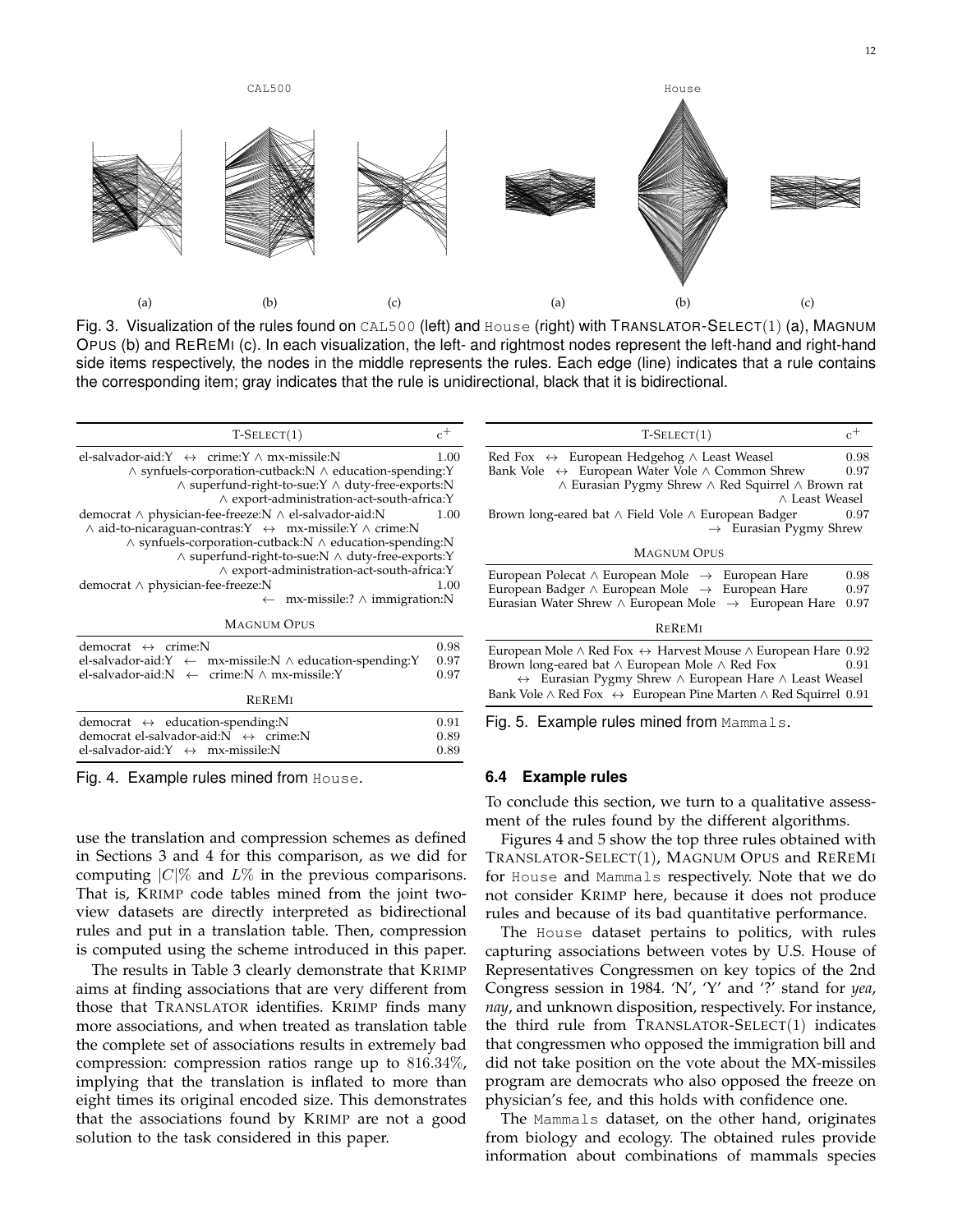CAL500

(a) (b) (c)

House

(a) (b) (c)

Fig. 3. Visualization of the rules found on CAL500 (left) and House (right) with TRANSLATOR-SELECT(1) (a), MAGNUM OPUS (b) and REREMI (c). In each visualization, the left- and rightmost nodes represent the left-hand and right-hand side items respectively, the nodes in the middle represents the rules. Each edge (line) indicates that a rule contains the corresponding item; gray indicates that the rule is unidirectional, black that it is bidirectional.

| T-SELECT(1) | $c^+$ |
|---|---|
| el-salvador-aid:Y $\leftrightarrow$ crime:Y $\wedge$ mx-missile:N $\wedge$ synfuels-corporation-cutback:N $\wedge$ education-spending:Y $\wedge$ superfund-right-to-sue:Y $\wedge$ duty-free-exports:N $\wedge$ export-administration-act-south-africa:Y | 1.00 |
| democrat $\wedge$ physician-fee-freeze:N $\wedge$ el-salvador-aid:N $\wedge$ aid-to-nicaraguan-contras:Y $\leftrightarrow$ mx-missile:Y $\wedge$ crime:N $\wedge$ synfuels-corporation-cutback:N $\wedge$ education-spending:N $\wedge$ superfund-right-to-sue:N $\wedge$ duty-free-exports:Y $\wedge$ export-administration-act-south-africa:Y | 1.00 |
| democrat $\wedge$ physician-fee-freeze:N $\leftarrow$ mx-missile:? $\wedge$ immigration:N | 1.00 |
| **MAGNUM OPUS** | |
| democrat $\leftrightarrow$ crime:N | 0.98 |
| el-salvador-aid:Y $\leftarrow$ mx-missile:N $\wedge$ education-spending:Y | 0.97 |
| el-salvador-aid:N $\leftarrow$ crime:N $\wedge$ mx-missile:Y | 0.97 |
| **REREMI** | |
| democrat $\leftrightarrow$ education-spending:N | 0.91 |
| democrat el-salvador-aid:N $\leftrightarrow$ crime:N | 0.89 |
| el-salvador-aid:Y $\leftrightarrow$ mx-missile:N | 0.89 |

Fig. 4. Example rules mined from House.

use the translation and compression schemes as defined in Sections 3 and 4 for this comparison, as we did for computing $|C|\%$ and $L\%$ in the previous comparisons. That is, KRIMP code tables mined from the joint two-view datasets are directly interpreted as bidirectional rules and put in a translation table. Then, compression is computed using the scheme introduced in this paper.

The results in Table 3 clearly demonstrate that KRIMP aims at finding associations that are very different from those that TRANSLATOR identifies. KRIMP finds many more associations, and when treated as translation table the complete set of associations results in extremely bad compression: compression ratios range up to $816.34\%$, implying that the translation is inflated to more than eight times its original encoded size. This demonstrates that the associations found by KRIMP are not a good solution to the task considered in this paper.

| T-SELECT(1) | $c^+$ |
|---|---|
| Red Fox $\leftrightarrow$ European Hedgehog $\wedge$ Least Weasel | 0.98 |
| Bank Vole $\leftrightarrow$ European Water Vole $\wedge$ Common Shrew $\wedge$ Eurasian Pygmy Shrew $\wedge$ Red Squirrel $\wedge$ Brown rat $\wedge$ Least Weasel | 0.97 |
| Brown long-eared bat $\wedge$ Field Vole $\wedge$ European Badger $\rightarrow$ Eurasian Pygmy Shrew | 0.97 |
| **MAGNUM OPUS** | |
| European Polecat $\wedge$ European Mole $\rightarrow$ European Hare | 0.98 |
| European Badger $\wedge$ European Mole $\rightarrow$ European Hare | 0.97 |
| Eurasian Water Shrew $\wedge$ European Mole $\rightarrow$ European Hare | 0.97 |
| **REREMI** | |
| European Mole $\wedge$ Red Fox $\leftrightarrow$ Harvest Mouse $\wedge$ European Hare | 0.92 |
| Brown long-eared bat $\wedge$ European Mole $\wedge$ Red Fox $\leftrightarrow$ Eurasian Pygmy Shrew $\wedge$ European Hare $\wedge$ Least Weasel | 0.91 |
| Bank Vole $\wedge$ Red Fox $\leftrightarrow$ European Pine Marten $\wedge$ Red Squirrel | 0.91 |

Fig. 5. Example rules mined from Mammals.

### 6.4 Example rules

To conclude this section, we turn to a qualitative assessment of the rules found by the different algorithms.

Figures 4 and 5 show the top three rules obtained with TRANSLATOR-SELECT(1), MAGNUM OPUS and REREMI for House and Mammals respectively. Note that we do not consider KRIMP here, because it does not produce rules and because of its bad quantitative performance.

The House dataset pertains to politics, with rules capturing associations between votes by U.S. House of Representatives Congressmen on key topics of the 2nd Congress session in 1984. 'N', 'Y' and '?' stand for *yea*, *nay*, and unknown disposition, respectively. For instance, the third rule from TRANSLATOR-SELECT(1) indicates that congressmen who opposed the immigration bill and did not take position on the vote about the MX-missiles program are democrats who also opposed the freeze on physician's fee, and this holds with confidence one.

The Mammals dataset, on the other hand, originates from biology and ecology. The obtained rules provide information about combinations of mammals species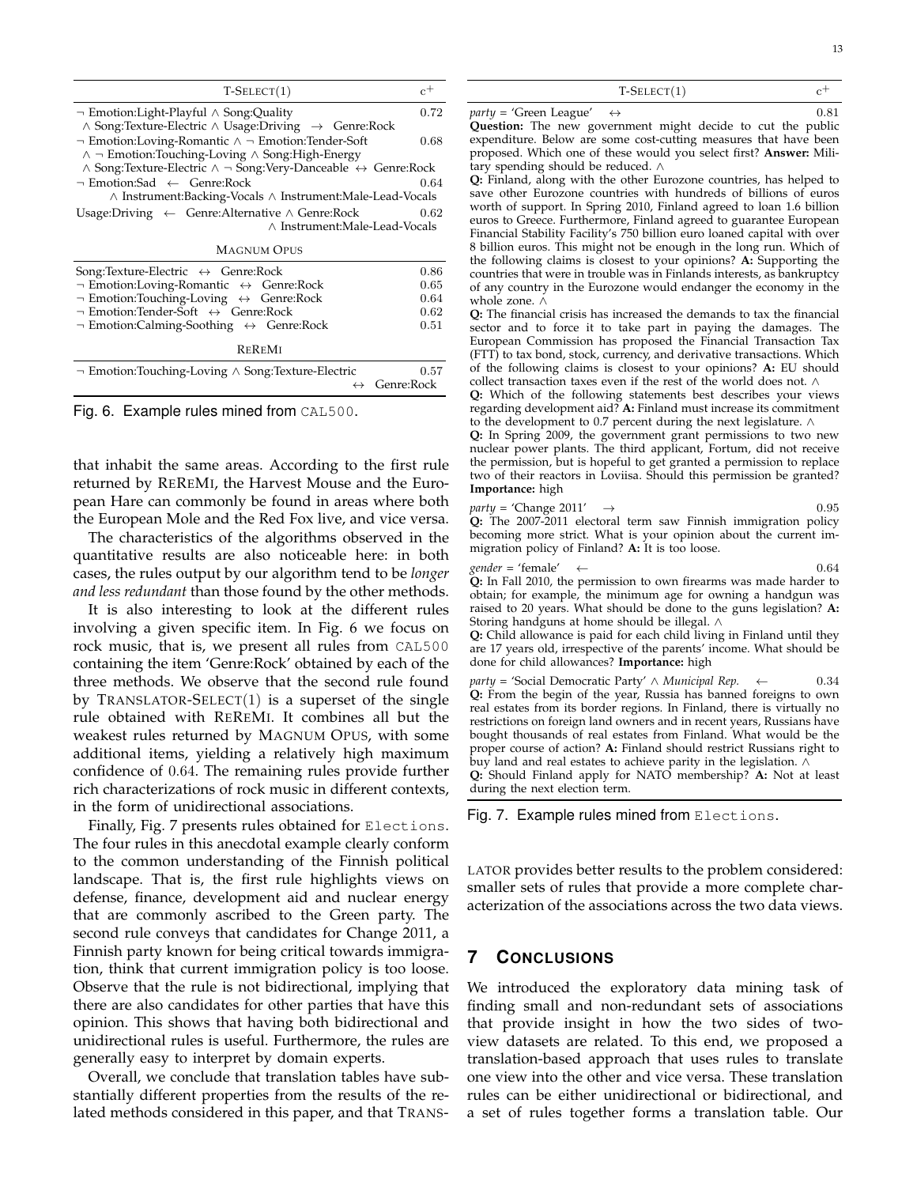| T-SELECT(1) | $c^+$ |
|---|---|
| $\neg$ Emotion:Light-Playful $\wedge$ Song:Quality $\wedge$ Song:Texture-Electric $\wedge$ Usage:Driving $\rightarrow$ Genre:Rock | 0.72 |
| $\neg$ Emotion:Loving-Romantic $\wedge$ $\neg$ Emotion:Tender-Soft $\wedge$ $\neg$ Emotion:Touching-Loving $\wedge$ Song:High-Energy $\wedge$ Song:Texture-Electric $\wedge$ $\neg$ Song:Very-Danceable $\leftrightarrow$ Genre:Rock | 0.68 |
| $\neg$ Emotion:Sad $\leftarrow$ Genre:Rock $\wedge$ Instrument:Backing-Vocals $\wedge$ Instrument:Male-Lead-Vocals | 0.64 |
| Usage:Driving $\leftarrow$ Genre:Alternative $\wedge$ Genre:Rock $\wedge$ Instrument:Male-Lead-Vocals | 0.62 |
| **MAGNUM OPUS** | |
| Song:Texture-Electric $\leftrightarrow$ Genre:Rock | 0.86 |
| $\neg$ Emotion:Loving-Romantic $\leftrightarrow$ Genre:Rock | 0.65 |
| $\neg$ Emotion:Touching-Loving $\leftrightarrow$ Genre:Rock | 0.64 |
| $\neg$ Emotion:Tender-Soft $\leftrightarrow$ Genre:Rock | 0.62 |
| $\neg$ Emotion:Calming-Soothing $\leftrightarrow$ Genre:Rock | 0.51 |
| **REREMI** | |
| $\neg$ Emotion:Touching-Loving $\wedge$ Song:Texture-Electric $\leftrightarrow$ Genre:Rock | 0.57 |

Fig. 6. Example rules mined from CAL500.

that inhabit the same areas. According to the first rule returned by REREMI, the Harvest Mouse and the European Hare can commonly be found in areas where both the European Mole and the Red Fox live, and vice versa.

The characteristics of the algorithms observed in the quantitative results are also noticeable here: in both cases, the rules output by our algorithm tend to be *longer and less redundant* than those found by the other methods.

It is also interesting to look at the different rules involving a given specific item. In Fig. 6 we focus on rock music, that is, we present all rules from CAL500 containing the item 'Genre:Rock' obtained by each of the three methods. We observe that the second rule found by TRANSLATOR-SELECT(1) is a superset of the single rule obtained with REREMI. It combines all but the weakest rules returned by MAGNUM OPUS, with some additional items, yielding a relatively high maximum confidence of 0.64. The remaining rules provide further rich characterizations of rock music in different contexts, in the form of unidirectional associations.

Finally, Fig. 7 presents rules obtained for Elections. The four rules in this anecdotal example clearly conform to the common understanding of the Finnish political landscape. That is, the first rule highlights views on defense, finance, development aid and nuclear energy that are commonly ascribed to the Green party. The second rule conveys that candidates for Change 2011, a Finnish party known for being critical towards immigration, think that current immigration policy is too loose. Observe that the rule is not bidirectional, implying that there are also candidates for other parties that have this opinion. This shows that having both bidirectional and unidirectional rules is useful. Furthermore, the rules are generally easy to interpret by domain experts.

Overall, we conclude that translation tables have substantially different properties from the results of the related methods considered in this paper, and that TRANSLATOR provides better results to the problem considered: smaller sets of rules that provide a more complete characterization of the associations across the two data views.

| T-SELECT(1) | $c^+$ |
|---|---|
| *party* = 'Green League' $\leftrightarrow$ **Question:** The new government might decide to cut the public expenditure. Below are some cost-cutting measures that have been proposed. Which one of these would you select first? **Answer:** Military spending should be reduced. $\wedge$ **Q:** Finland, along with the other Eurozone countries, has helped to save other Eurozone countries with hundreds of billions of euros worth of support. In Spring 2010, Finland agreed to loan 1.6 billion euros to Greece. Furthermore, Finland agreed to guarantee European Financial Stability Facility's 750 billion euro loaned capital with over 8 billion euros. This might not be enough in the long run. Which of the following claims is closest to your opinions? **A:** Supporting the countries that were in trouble was in Finlands interests, as bankruptcy of any country in the Eurozone would endanger the economy in the whole zone. $\wedge$ **Q:** The financial crisis has increased the demands to tax the financial sector and to force it to take part in paying the damages. The European Commission has proposed the Financial Transaction Tax (FTT) to tax bond, stock, currency, and derivative transactions. Which of the following claims is closest to your opinions? **A:** EU should collect transaction taxes even if the rest of the world does not. $\wedge$ **Q:** Which of the following statements best describes your views regarding development aid? **A:** Finland must increase its commitment to the development to 0.7 percent during the next legislature. $\wedge$ **Q:** In Spring 2009, the government grant permissions to two new nuclear power plants. The third applicant, Fortum, did not receive the permission, but is hopeful to get granted a permission to replace two of their reactors in Loviisa. Should this permission be granted? **Importance:** high | 0.81 |
| *party* = 'Change 2011' $\rightarrow$ **Q:** The 2007-2011 electoral term saw Finnish immigration policy becoming more strict. What is your opinion about the current immigration policy of Finland? **A:** It is too loose. | 0.95 |
| *gender* = 'female' $\leftarrow$ **Q:** In Fall 2010, the permission to own firearms was made harder to obtain; for example, the minimum age for owning a handgun was raised to 20 years. What should be done to the guns legislation? **A:** Storing handguns at home should be illegal. $\wedge$ **Q:** Child allowance is paid for each child living in Finland until they are 17 years old, irrespective of the parents' income. What should be done for child allowances? **Importance:** high | 0.64 |
| *party* = 'Social Democratic Party' $\wedge$ *Municipal Rep.* $\leftarrow$ **Q:** From the begin of the year, Russia has banned foreigns to own real estates from its border regions. In Finland, there is virtually no restrictions on foreign land owners and in recent years, Russians have bought thousands of real estates from Finland. What would be the proper course of action? **A:** Finland should restrict Russians right to buy land and real estates to achieve parity in the legislation. $\wedge$ **Q:** Should Finland apply for NATO membership? **A:** Not at least during the next election term. | 0.34 |

Fig. 7. Example rules mined from Elections.

## 7 CONCLUSIONS

We introduced the exploratory data mining task of finding small and non-redundant sets of associations that provide insight in how the two sides of two-view datasets are related. To this end, we proposed a translation-based approach that uses rules to translate one view into the other and vice versa. These translation rules can be either unidirectional or bidirectional, and a set of rules together forms a translation table. Our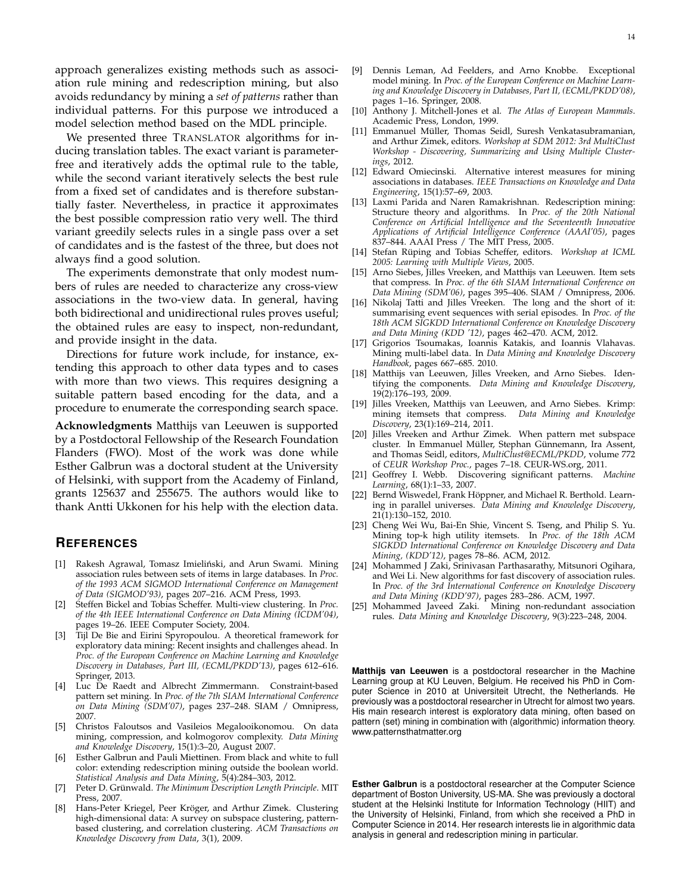approach generalizes existing methods such as association rule mining and redescription mining, but also avoids redundancy by mining a *set of patterns* rather than individual patterns. For this purpose we introduced a model selection method based on the MDL principle.

We presented three TRANSLATOR algorithms for inducing translation tables. The exact variant is parameter-free and iteratively adds the optimal rule to the table, while the second variant iteratively selects the best rule from a fixed set of candidates and is therefore substantially faster. Nevertheless, in practice it approximates the best possible compression ratio very well. The third variant greedily selects rules in a single pass over a set of candidates and is the fastest of the three, but does not always find a good solution.

The experiments demonstrate that only modest numbers of rules are needed to characterize any cross-view associations in the two-view data. In general, having both bidirectional and unidirectional rules proves useful; the obtained rules are easy to inspect, non-redundant, and provide insight in the data.

Directions for future work include, for instance, extending this approach to other data types and to cases with more than two views. This requires designing a suitable pattern based encoding for the data, and a procedure to enumerate the corresponding search space.

**Acknowledgments** Matthijs van Leeuwen is supported by a Postdoctoral Fellowship of the Research Foundation Flanders (FWO). Most of the work was done while Esther Galbrun was a doctoral student at the University of Helsinki, with support from the Academy of Finland, grants 125637 and 255675. The authors would like to thank Antti Ukkonen for his help with the election data.

## REFERENCES

- [1] Rakesh Agrawal, Tomasz Imieliński, and Arun Swami. Mining association rules between sets of items in large databases. In *Proc. of the 1993 ACM SIGMOD International Conference on Management of Data (SIGMOD'93)*, pages 207–216. ACM Press, 1993.
- [2] Steffen Bickel and Tobias Scheffer. Multi-view clustering. In *Proc. of the 4th IEEE International Conference on Data Mining (ICDM'04)*, pages 19–26. IEEE Computer Society, 2004.
- [3] Tijl De Bie and Eirini Spyropoulou. A theoretical framework for exploratory data mining: Recent insights and challenges ahead. In *Proc. of the European Conference on Machine Learning and Knowledge Discovery in Databases, Part III, (ECML/PKDD'13)*, pages 612–616. Springer, 2013.
- [4] Luc De Raedt and Albrecht Zimmermann. Constraint-based pattern set mining. In *Proc. of the 7th SIAM International Conference on Data Mining (SDM'07)*, pages 237–248. SIAM / Omnipress, 2007.
- [5] Christos Faloutsos and Vasileios Megalooikonomou. On data mining, compression, and kolmogorov complexity. *Data Mining and Knowledge Discovery*, 15(1):3–20, August 2007.
- [6] Esther Galbrun and Pauli Miettinen. From black and white to full color: extending redescription mining outside the boolean world. *Statistical Analysis and Data Mining*, 5(4):284–303, 2012.
- [7] Peter D. Grünwald. *The Minimum Description Length Principle*. MIT Press, 2007.
- [8] Hans-Peter Kriegel, Peer Kröger, and Arthur Zimek. Clustering high-dimensional data: A survey on subspace clustering, pattern-based clustering, and correlation clustering. *ACM Transactions on Knowledge Discovery from Data*, 3(1), 2009.
- [9] Dennis Leman, Ad Feelders, and Arno Knobbe. Exceptional model mining. In *Proc. of the European Conference on Machine Learning and Knowledge Discovery in Databases, Part II, (ECML/PKDD'08)*, pages 1–16. Springer, 2008.
- [10] Anthony J. Mitchell-Jones et al. *The Atlas of European Mammals*. Academic Press, London, 1999.
- [11] Emmanuel Müller, Thomas Seidl, Suresh Venkatasubramanian, and Arthur Zimek, editors. *Workshop at SDM 2012: 3rd MultiClust Workshop - Discovering, Summarizing and Using Multiple Clusterings*, 2012.
- [12] Edward Omiecinski. Alternative interest measures for mining associations in databases. *IEEE Transactions on Knowledge and Data Engineering*, 15(1):57–69, 2003.
- [13] Laxmi Parida and Naren Ramakrishnan. Redescription mining: Structure theory and algorithms. In *Proc. of the 20th National Conference on Artificial Intelligence and the Seventeenth Innovative Applications of Artificial Intelligence Conference (AAAI'05)*, pages 837–844. AAAI Press / The MIT Press, 2005.
- [14] Stefan Rüping and Tobias Scheffer, editors. *Workshop at ICML 2005: Learning with Multiple Views*, 2005.
- [15] Arno Siebes, Jilles Vreeken, and Matthijs van Leeuwen. Item sets that compress. In *Proc. of the 6th SIAM International Conference on Data Mining (SDM'06)*, pages 395–406. SIAM / Omnipress, 2006.
- [16] Nikolaj Tatti and Jilles Vreeken. The long and the short of it: summarising event sequences with serial episodes. In *Proc. of the 18th ACM SIGKDD International Conference on Knowledge Discovery and Data Mining (KDD '12)*, pages 462–470. ACM, 2012.
- [17] Grigorios Tsoumakas, Ioannis Katakis, and Ioannis Vlahavas. Mining multi-label data. In *Data Mining and Knowledge Discovery Handbook*, pages 667–685. 2010.
- [18] Matthijs van Leeuwen, Jilles Vreeken, and Arno Siebes. Identifying the components. *Data Mining and Knowledge Discovery*, 19(2):176–193, 2009.
- [19] Jilles Vreeken, Matthijs van Leeuwen, and Arno Siebes. Krimp: mining itemsets that compress. *Data Mining and Knowledge Discovery*, 23(1):169–214, 2011.
- [20] Jilles Vreeken and Arthur Zimek. When pattern met subspace cluster. In Emmanuel Müller, Stephan Günnemann, Ira Assent, and Thomas Seidl, editors, *MultiClust@ECML/PKDD*, volume 772 of *CEUR Workshop Proc.*, pages 7–18. CEUR-WS.org, 2011.
- [21] Geoffrey I. Webb. Discovering significant patterns. *Machine Learning*, 68(1):1–33, 2007.
- [22] Bernd Wiswedel, Frank Höppner, and Michael R. Berthold. Learning in parallel universes. *Data Mining and Knowledge Discovery*, 21(1):130–152, 2010.
- [23] Cheng Wei Wu, Bai-En Shie, Vincent S. Tseng, and Philip S. Yu. Mining top-k high utility itemsets. In *Proc. of the 18th ACM SIGKDD International Conference on Knowledge Discovery and Data Mining, (KDD'12)*, pages 78–86. ACM, 2012.
- [24] Mohammed J Zaki, Srinivasan Parthasarathy, Mitsunori Ogihara, and Wei Li. New algorithms for fast discovery of association rules. In *Proc. of the 3rd International Conference on Knowledge Discovery and Data Mining (KDD'97)*, pages 283–286. ACM, 1997.
- [25] Mohammed Javeed Zaki. Mining non-redundant association rules. *Data Mining and Knowledge Discovery*, 9(3):223–248, 2004.

**Matthijs van Leeuwen** is a postdoctoral researcher in the Machine Learning group at KU Leuven, Belgium. He received his PhD in Computer Science in 2010 at Universiteit Utrecht, the Netherlands. He previously was a postdoctoral researcher in Utrecht for almost two years. His main research interest is exploratory data mining, often based on pattern (set) mining in combination with (algorithmic) information theory. www.patternsthatmatter.org

**Esther Galbrun** is a postdoctoral researcher at the Computer Science department of Boston University, US-MA. She was previously a doctoral student at the Helsinki Institute for Information Technology (HIIT) and the University of Helsinki, Finland, from which she received a PhD in Computer Science in 2014. Her research interests lie in algorithmic data analysis in general and redescription mining in particular.